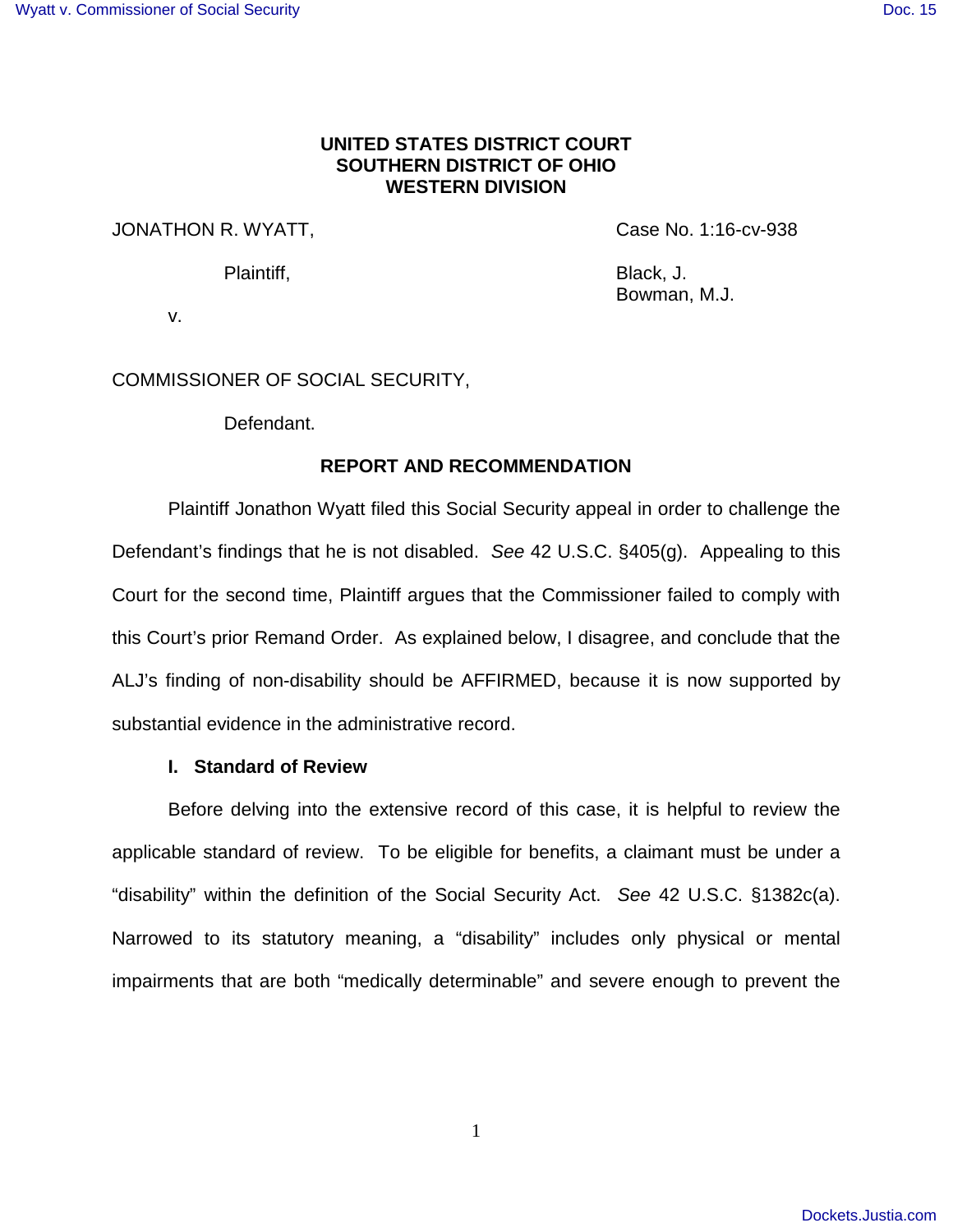**UNITED STATES DISTRICT COURT**
**SOUTHERN DISTRICT OF OHIO**
**WESTERN DIVISION**

JONATHON R. WYATT, Case No. 1:16-cv-938

Plaintiff, Black, J.
Bowman, M.J.

v.

COMMISSIONER OF SOCIAL SECURITY,

Defendant.

## REPORT AND RECOMMENDATION

Plaintiff Jonathon Wyatt filed this Social Security appeal in order to challenge the Defendant's findings that he is not disabled. *See* 42 U.S.C. §405(g). Appealing to this Court for the second time, Plaintiff argues that the Commissioner failed to comply with this Court's prior Remand Order. As explained below, I disagree, and conclude that the ALJ's finding of non-disability should be AFFIRMED, because it is now supported by substantial evidence in the administrative record.

### I. Standard of Review

Before delving into the extensive record of this case, it is helpful to review the applicable standard of review. To be eligible for benefits, a claimant must be under a "disability" within the definition of the Social Security Act. *See* 42 U.S.C. §1382c(a). Narrowed to its statutory meaning, a "disability" includes only physical or mental impairments that are both "medically determinable" and severe enough to prevent the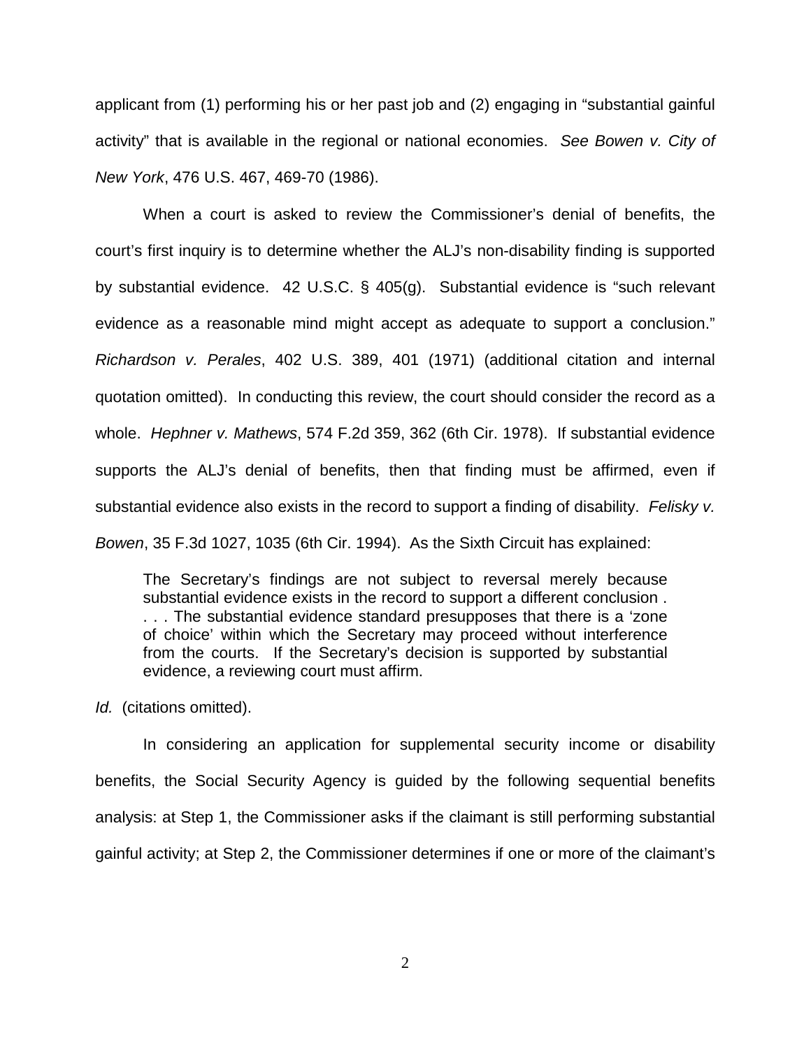applicant from (1) performing his or her past job and (2) engaging in "substantial gainful activity" that is available in the regional or national economies. *See Bowen v. City of New York*, 476 U.S. 467, 469-70 (1986).

When a court is asked to review the Commissioner's denial of benefits, the court's first inquiry is to determine whether the ALJ's non-disability finding is supported by substantial evidence. 42 U.S.C. § 405(g). Substantial evidence is "such relevant evidence as a reasonable mind might accept as adequate to support a conclusion." *Richardson v. Perales*, 402 U.S. 389, 401 (1971) (additional citation and internal quotation omitted). In conducting this review, the court should consider the record as a whole. *Hephner v. Mathews*, 574 F.2d 359, 362 (6th Cir. 1978). If substantial evidence supports the ALJ's denial of benefits, then that finding must be affirmed, even if substantial evidence also exists in the record to support a finding of disability. *Felisky v. Bowen*, 35 F.3d 1027, 1035 (6th Cir. 1994). As the Sixth Circuit has explained:

> The Secretary's findings are not subject to reversal merely because substantial evidence exists in the record to support a different conclusion . . . . The substantial evidence standard presupposes that there is a 'zone of choice' within which the Secretary may proceed without interference from the courts. If the Secretary's decision is supported by substantial evidence, a reviewing court must affirm.

*Id.* (citations omitted).

In considering an application for supplemental security income or disability benefits, the Social Security Agency is guided by the following sequential benefits analysis: at Step 1, the Commissioner asks if the claimant is still performing substantial gainful activity; at Step 2, the Commissioner determines if one or more of the claimant's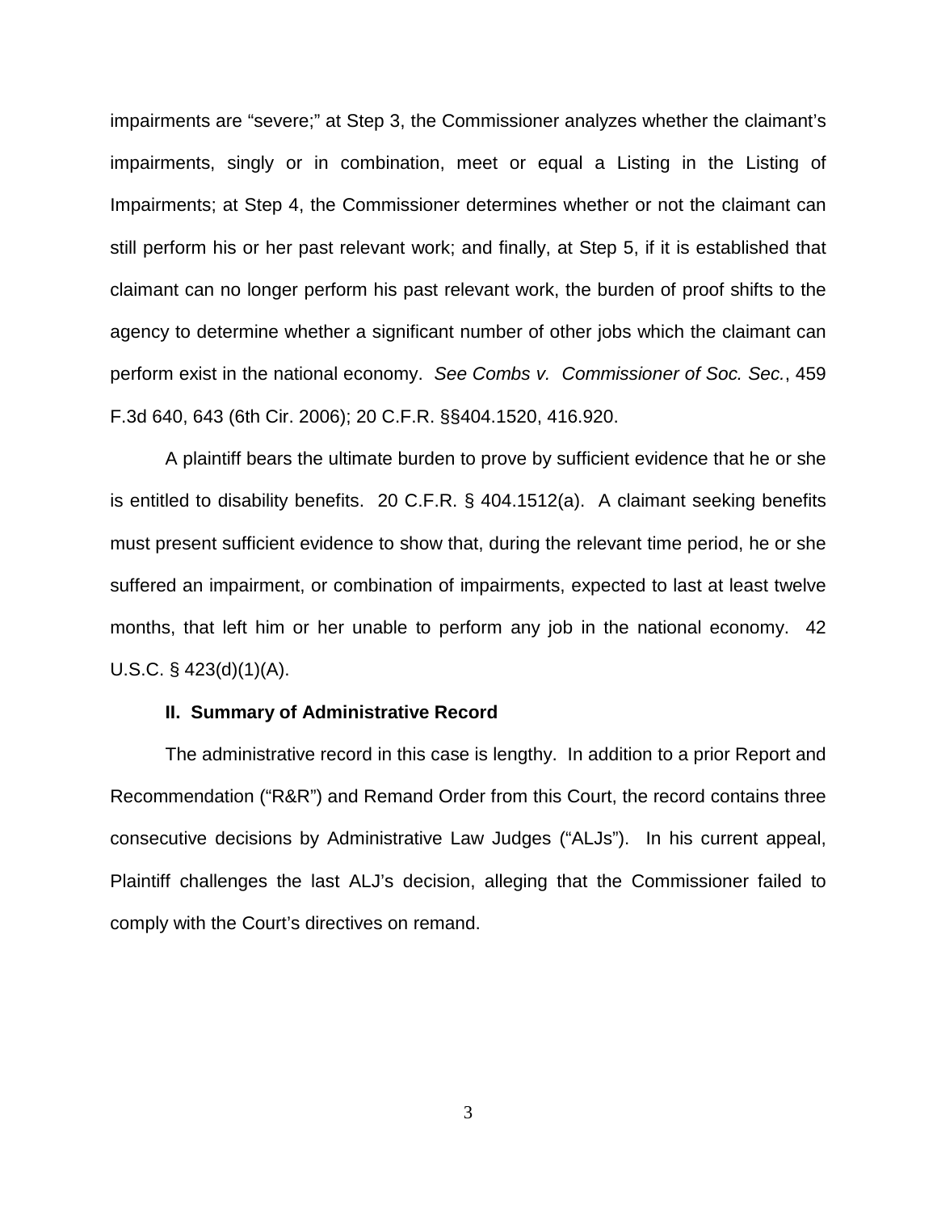impairments are “severe;” at Step 3, the Commissioner analyzes whether the claimant’s impairments, singly or in combination, meet or equal a Listing in the Listing of Impairments; at Step 4, the Commissioner determines whether or not the claimant can still perform his or her past relevant work; and finally, at Step 5, if it is established that claimant can no longer perform his past relevant work, the burden of proof shifts to the agency to determine whether a significant number of other jobs which the claimant can perform exist in the national economy. *See Combs v. Commissioner of Soc. Sec.*, 459 F.3d 640, 643 (6th Cir. 2006); 20 C.F.R. §§404.1520, 416.920.

A plaintiff bears the ultimate burden to prove by sufficient evidence that he or she is entitled to disability benefits. 20 C.F.R. § 404.1512(a). A claimant seeking benefits must present sufficient evidence to show that, during the relevant time period, he or she suffered an impairment, or combination of impairments, expected to last at least twelve months, that left him or her unable to perform any job in the national economy. 42 U.S.C. § 423(d)(1)(A).

**II. Summary of Administrative Record**

The administrative record in this case is lengthy. In addition to a prior Report and Recommendation (“R&R”) and Remand Order from this Court, the record contains three consecutive decisions by Administrative Law Judges (“ALJs”). In his current appeal, Plaintiff challenges the last ALJ’s decision, alleging that the Commissioner failed to comply with the Court’s directives on remand.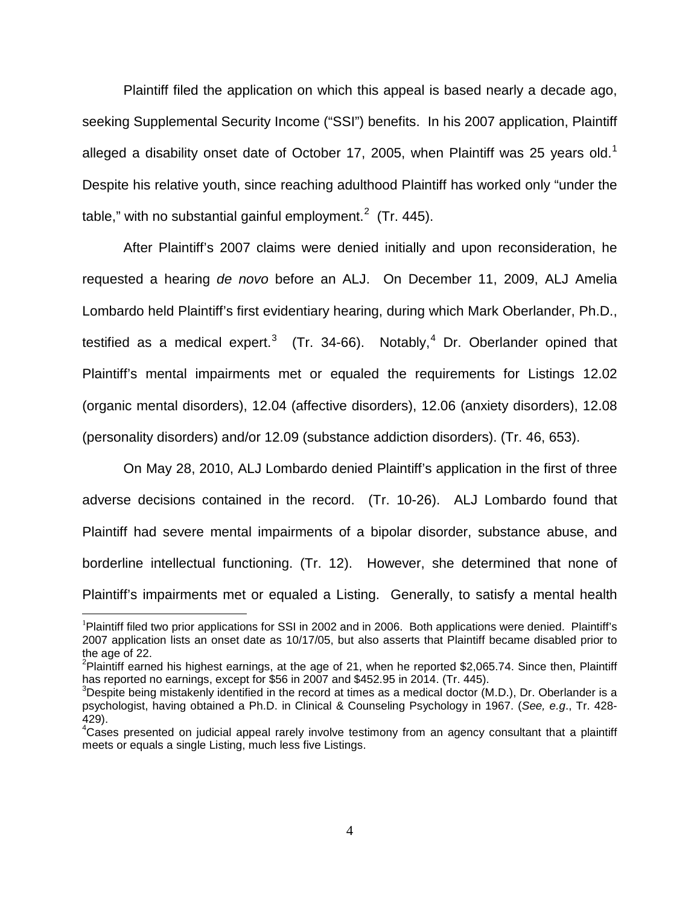Plaintiff filed the application on which this appeal is based nearly a decade ago, seeking Supplemental Security Income ("SSI") benefits. In his 2007 application, Plaintiff alleged a disability onset date of October 17, 2005, when Plaintiff was 25 years old.[1] Despite his relative youth, since reaching adulthood Plaintiff has worked only "under the table," with no substantial gainful employment.[2] (Tr. 445).

After Plaintiff's 2007 claims were denied initially and upon reconsideration, he requested a hearing *de novo* before an ALJ. On December 11, 2009, ALJ Amelia Lombardo held Plaintiff's first evidentiary hearing, during which Mark Oberlander, Ph.D., testified as a medical expert.[3] (Tr. 34-66). Notably,[4] Dr. Oberlander opined that Plaintiff's mental impairments met or equaled the requirements for Listings 12.02 (organic mental disorders), 12.04 (affective disorders), 12.06 (anxiety disorders), 12.08 (personality disorders) and/or 12.09 (substance addiction disorders). (Tr. 46, 653).

On May 28, 2010, ALJ Lombardo denied Plaintiff's application in the first of three adverse decisions contained in the record. (Tr. 10-26). ALJ Lombardo found that Plaintiff had severe mental impairments of a bipolar disorder, substance abuse, and borderline intellectual functioning. (Tr. 12). However, she determined that none of Plaintiff's impairments met or equaled a Listing. Generally, to satisfy a mental health

---

[1] Plaintiff filed two prior applications for SSI in 2002 and in 2006. Both applications were denied. Plaintiff's 2007 application lists an onset date as 10/17/05, but also asserts that Plaintiff became disabled prior to the age of 22.

[2] Plaintiff earned his highest earnings, at the age of 21, when he reported $2,065.74. Since then, Plaintiff has reported no earnings, except for $56 in 2007 and $452.95 in 2014. (Tr. 445).

[3] Despite being mistakenly identified in the record at times as a medical doctor (M.D.), Dr. Oberlander is a psychologist, having obtained a Ph.D. in Clinical & Counseling Psychology in 1967. (*See, e.g.*, Tr. 428-429).

[4] Cases presented on judicial appeal rarely involve testimony from an agency consultant that a plaintiff meets or equals a single Listing, much less five Listings.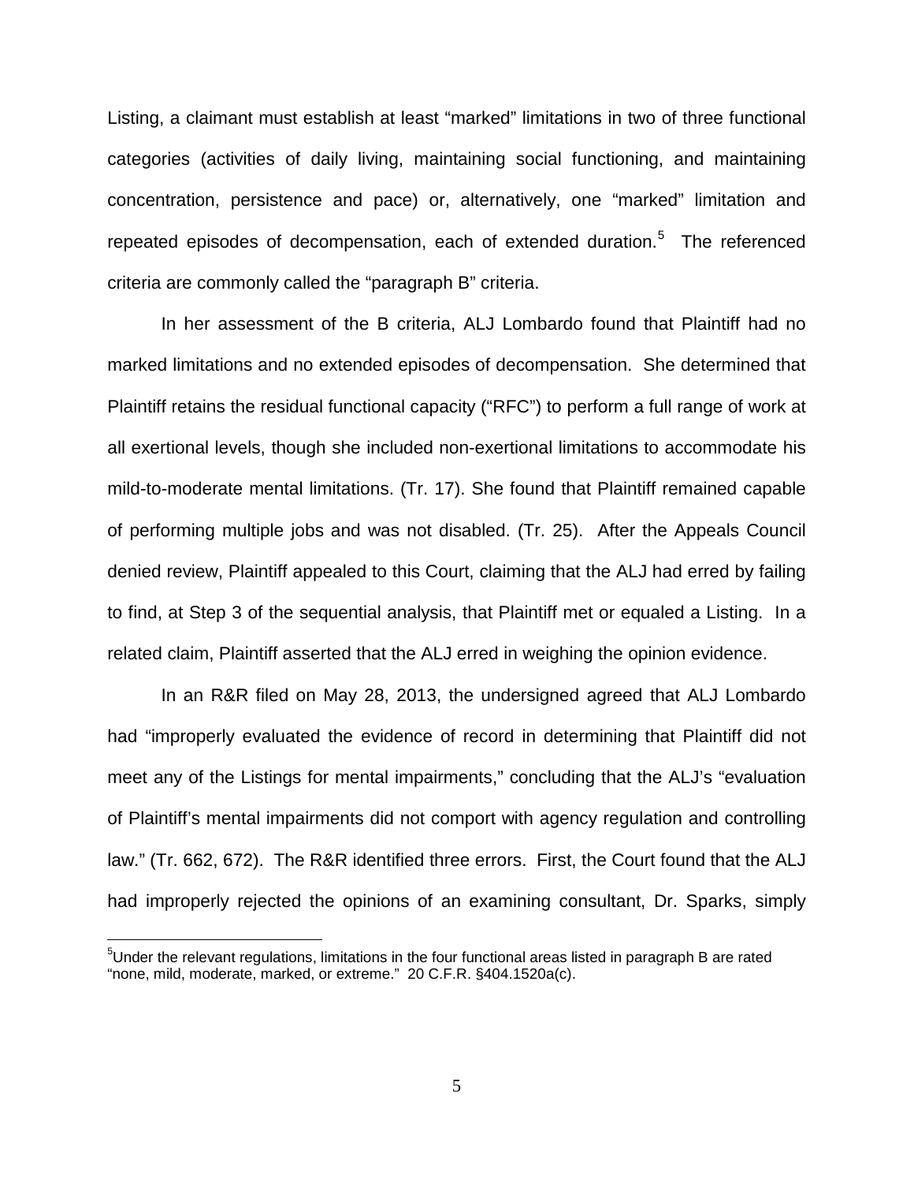Listing, a claimant must establish at least "marked" limitations in two of three functional categories (activities of daily living, maintaining social functioning, and maintaining concentration, persistence and pace) or, alternatively, one "marked" limitation and repeated episodes of decompensation, each of extended duration.[5] The referenced criteria are commonly called the "paragraph B" criteria.

In her assessment of the B criteria, ALJ Lombardo found that Plaintiff had no marked limitations and no extended episodes of decompensation. She determined that Plaintiff retains the residual functional capacity ("RFC") to perform a full range of work at all exertional levels, though she included non-exertional limitations to accommodate his mild-to-moderate mental limitations. (Tr. 17). She found that Plaintiff remained capable of performing multiple jobs and was not disabled. (Tr. 25). After the Appeals Council denied review, Plaintiff appealed to this Court, claiming that the ALJ had erred by failing to find, at Step 3 of the sequential analysis, that Plaintiff met or equaled a Listing. In a related claim, Plaintiff asserted that the ALJ erred in weighing the opinion evidence.

In an R&R filed on May 28, 2013, the undersigned agreed that ALJ Lombardo had "improperly evaluated the evidence of record in determining that Plaintiff did not meet any of the Listings for mental impairments," concluding that the ALJ's "evaluation of Plaintiff's mental impairments did not comport with agency regulation and controlling law." (Tr. 662, 672). The R&R identified three errors. First, the Court found that the ALJ had improperly rejected the opinions of an examining consultant, Dr. Sparks, simply

[5]Under the relevant regulations, limitations in the four functional areas listed in paragraph B are rated "none, mild, moderate, marked, or extreme." 20 C.F.R. §404.1520a(c).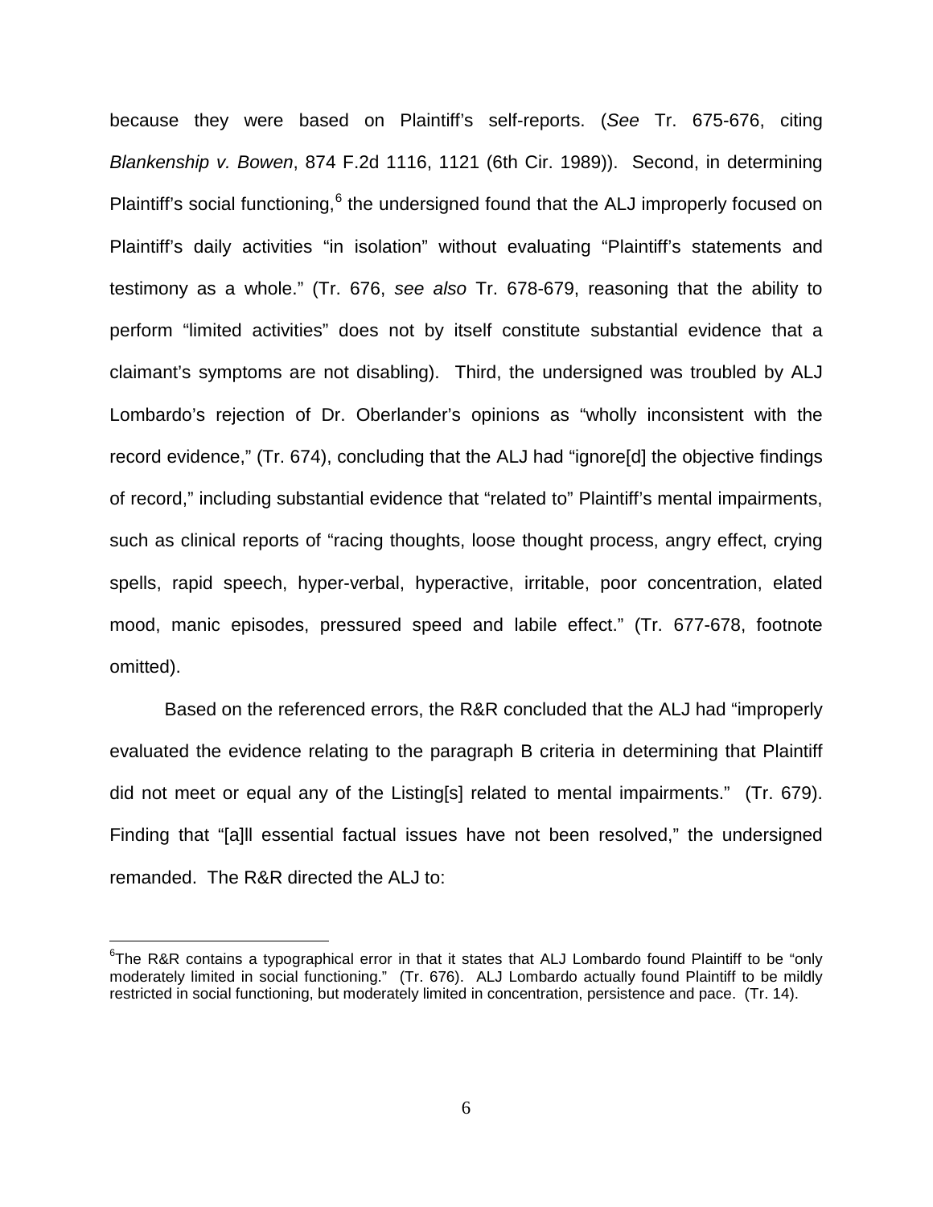because they were based on Plaintiff's self-reports. (*See* Tr. 675-676, citing *Blankenship v. Bowen*, 874 F.2d 1116, 1121 (6th Cir. 1989)). Second, in determining Plaintiff's social functioning,[6] the undersigned found that the ALJ improperly focused on Plaintiff's daily activities "in isolation" without evaluating "Plaintiff's statements and testimony as a whole." (Tr. 676, *see also* Tr. 678-679, reasoning that the ability to perform "limited activities" does not by itself constitute substantial evidence that a claimant's symptoms are not disabling). Third, the undersigned was troubled by ALJ Lombardo's rejection of Dr. Oberlander's opinions as "wholly inconsistent with the record evidence," (Tr. 674), concluding that the ALJ had "ignore[d] the objective findings of record," including substantial evidence that "related to" Plaintiff's mental impairments, such as clinical reports of "racing thoughts, loose thought process, angry effect, crying spells, rapid speech, hyper-verbal, hyperactive, irritable, poor concentration, elated mood, manic episodes, pressured speed and labile effect." (Tr. 677-678, footnote omitted).

Based on the referenced errors, the R&R concluded that the ALJ had "improperly evaluated the evidence relating to the paragraph B criteria in determining that Plaintiff did not meet or equal any of the Listing[s] related to mental impairments." (Tr. 679). Finding that "[a]ll essential factual issues have not been resolved," the undersigned remanded. The R&R directed the ALJ to:

---

[6]The R&R contains a typographical error in that it states that ALJ Lombardo found Plaintiff to be "only moderately limited in social functioning." (Tr. 676). ALJ Lombardo actually found Plaintiff to be mildly restricted in social functioning, but moderately limited in concentration, persistence and pace. (Tr. 14).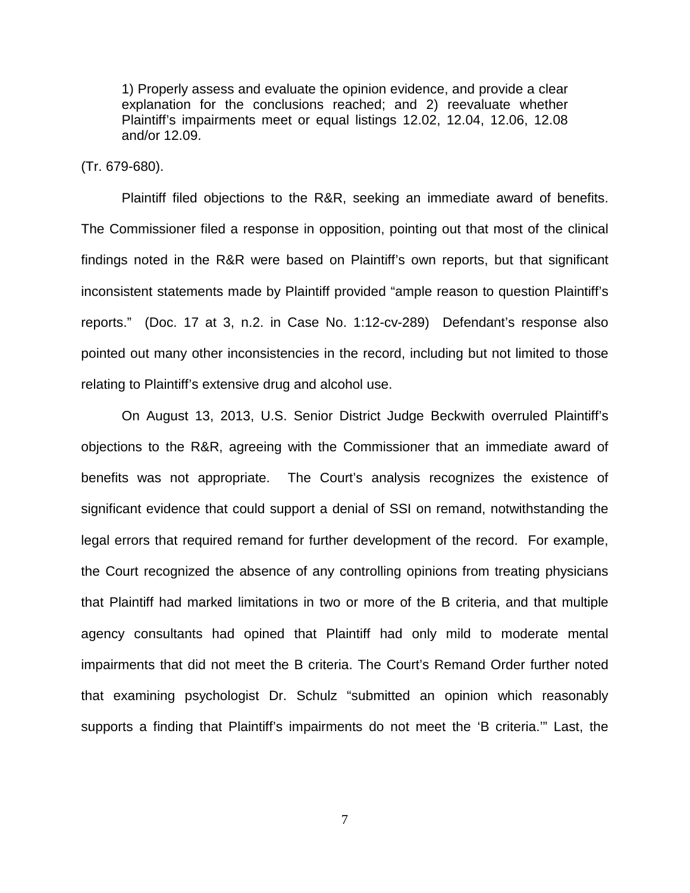> 1) Properly assess and evaluate the opinion evidence, and provide a clear explanation for the conclusions reached; and 2) reevaluate whether Plaintiff's impairments meet or equal listings 12.02, 12.04, 12.06, 12.08 and/or 12.09.

(Tr. 679-680).

Plaintiff filed objections to the R&R, seeking an immediate award of benefits. The Commissioner filed a response in opposition, pointing out that most of the clinical findings noted in the R&R were based on Plaintiff's own reports, but that significant inconsistent statements made by Plaintiff provided "ample reason to question Plaintiff's reports." (Doc. 17 at 3, n.2. in Case No. 1:12-cv-289) Defendant's response also pointed out many other inconsistencies in the record, including but not limited to those relating to Plaintiff's extensive drug and alcohol use.

On August 13, 2013, U.S. Senior District Judge Beckwith overruled Plaintiff's objections to the R&R, agreeing with the Commissioner that an immediate award of benefits was not appropriate. The Court's analysis recognizes the existence of significant evidence that could support a denial of SSI on remand, notwithstanding the legal errors that required remand for further development of the record. For example, the Court recognized the absence of any controlling opinions from treating physicians that Plaintiff had marked limitations in two or more of the B criteria, and that multiple agency consultants had opined that Plaintiff had only mild to moderate mental impairments that did not meet the B criteria. The Court's Remand Order further noted that examining psychologist Dr. Schulz "submitted an opinion which reasonably supports a finding that Plaintiff's impairments do not meet the 'B criteria.'" Last, the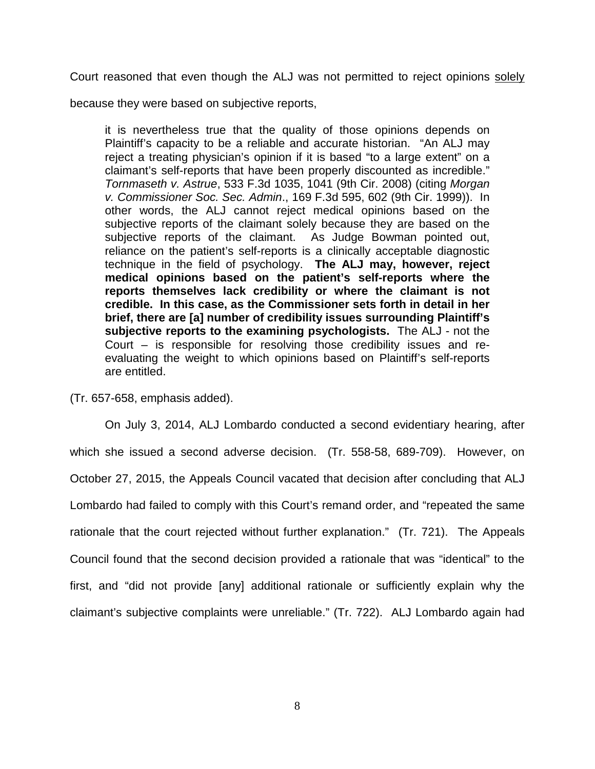Court reasoned that even though the ALJ was not permitted to reject opinions <u>solely</u> because they were based on subjective reports,

> it is nevertheless true that the quality of those opinions depends on Plaintiff's capacity to be a reliable and accurate historian. "An ALJ may reject a treating physician's opinion if it is based "to a large extent" on a claimant's self-reports that have been properly discounted as incredible." *Tornmaseth v. Astrue*, 533 F.3d 1035, 1041 (9th Cir. 2008) (citing *Morgan v. Commissioner Soc. Sec. Admin*., 169 F.3d 595, 602 (9th Cir. 1999)). In other words, the ALJ cannot reject medical opinions based on the subjective reports of the claimant solely because they are based on the subjective reports of the claimant. As Judge Bowman pointed out, reliance on the patient's self-reports is a clinically acceptable diagnostic technique in the field of psychology. **The ALJ may, however, reject medical opinions based on the patient's self-reports where the reports themselves lack credibility or where the claimant is not credible. In this case, as the Commissioner sets forth in detail in her brief, there are [a] number of credibility issues surrounding Plaintiff's subjective reports to the examining psychologists.** The ALJ - not the Court – is responsible for resolving those credibility issues and re-evaluating the weight to which opinions based on Plaintiff's self-reports are entitled.

(Tr. 657-658, emphasis added).

On July 3, 2014, ALJ Lombardo conducted a second evidentiary hearing, after which she issued a second adverse decision. (Tr. 558-58, 689-709). However, on October 27, 2015, the Appeals Council vacated that decision after concluding that ALJ Lombardo had failed to comply with this Court's remand order, and "repeated the same rationale that the court rejected without further explanation." (Tr. 721). The Appeals Council found that the second decision provided a rationale that was "identical" to the first, and "did not provide [any] additional rationale or sufficiently explain why the claimant's subjective complaints were unreliable." (Tr. 722). ALJ Lombardo again had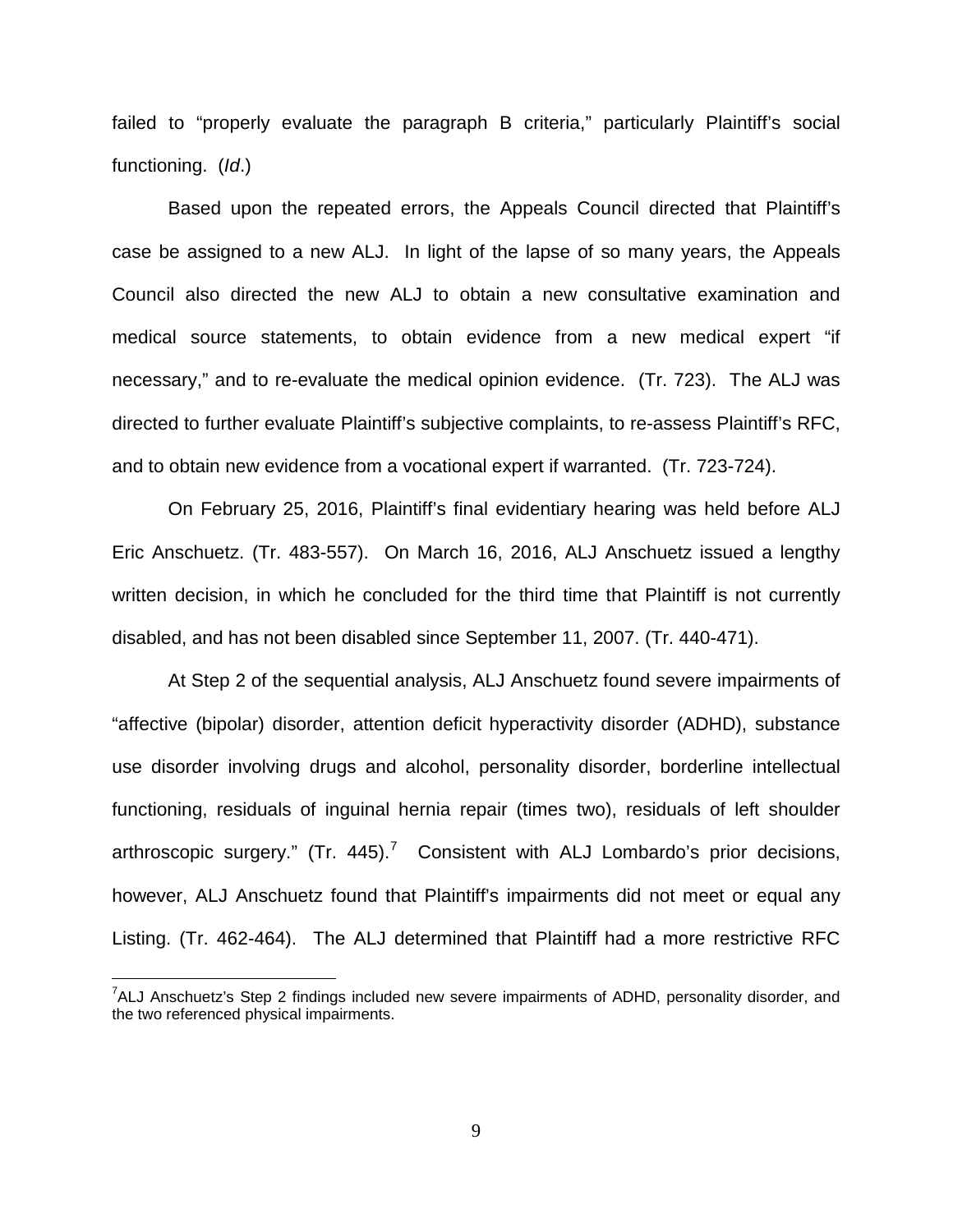failed to "properly evaluate the paragraph B criteria," particularly Plaintiff's social functioning. (*Id*.)

Based upon the repeated errors, the Appeals Council directed that Plaintiff's case be assigned to a new ALJ. In light of the lapse of so many years, the Appeals Council also directed the new ALJ to obtain a new consultative examination and medical source statements, to obtain evidence from a new medical expert "if necessary," and to re-evaluate the medical opinion evidence. (Tr. 723). The ALJ was directed to further evaluate Plaintiff's subjective complaints, to re-assess Plaintiff's RFC, and to obtain new evidence from a vocational expert if warranted. (Tr. 723-724).

On February 25, 2016, Plaintiff's final evidentiary hearing was held before ALJ Eric Anschuetz. (Tr. 483-557). On March 16, 2016, ALJ Anschuetz issued a lengthy written decision, in which he concluded for the third time that Plaintiff is not currently disabled, and has not been disabled since September 11, 2007. (Tr. 440-471).

At Step 2 of the sequential analysis, ALJ Anschuetz found severe impairments of "affective (bipolar) disorder, attention deficit hyperactivity disorder (ADHD), substance use disorder involving drugs and alcohol, personality disorder, borderline intellectual functioning, residuals of inguinal hernia repair (times two), residuals of left shoulder arthroscopic surgery." (Tr. 445).[7] Consistent with ALJ Lombardo's prior decisions, however, ALJ Anschuetz found that Plaintiff's impairments did not meet or equal any Listing. (Tr. 462-464). The ALJ determined that Plaintiff had a more restrictive RFC

[7]ALJ Anschuetz's Step 2 findings included new severe impairments of ADHD, personality disorder, and the two referenced physical impairments.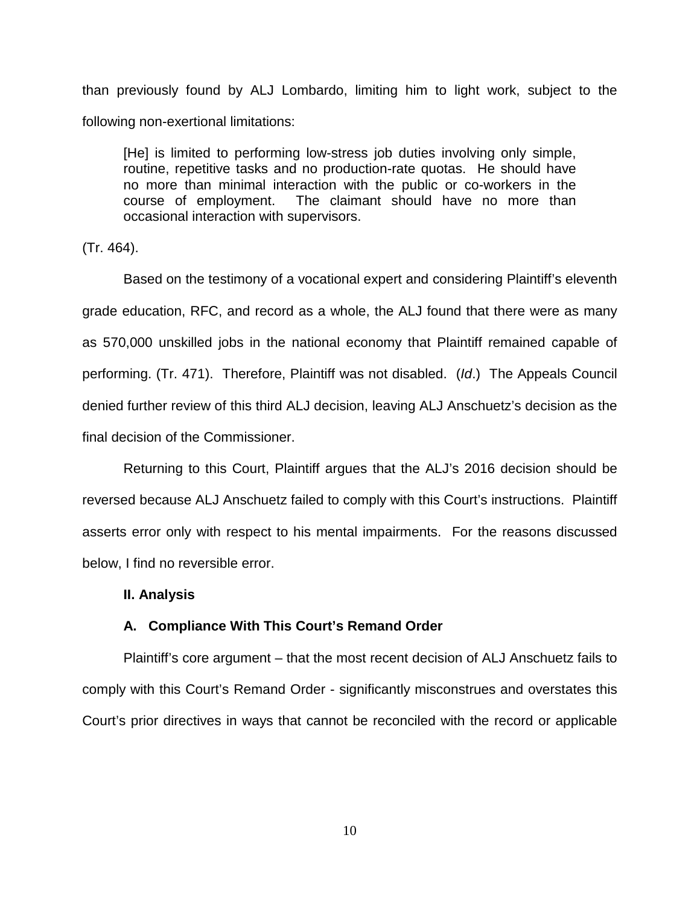than previously found by ALJ Lombardo, limiting him to light work, subject to the following non-exertional limitations:

> [He] is limited to performing low-stress job duties involving only simple, routine, repetitive tasks and no production-rate quotas. He should have no more than minimal interaction with the public or co-workers in the course of employment. The claimant should have no more than occasional interaction with supervisors.

(Tr. 464).

Based on the testimony of a vocational expert and considering Plaintiff's eleventh grade education, RFC, and record as a whole, the ALJ found that there were as many as 570,000 unskilled jobs in the national economy that Plaintiff remained capable of performing. (Tr. 471). Therefore, Plaintiff was not disabled. (*Id*.) The Appeals Council denied further review of this third ALJ decision, leaving ALJ Anschuetz's decision as the final decision of the Commissioner.

Returning to this Court, Plaintiff argues that the ALJ's 2016 decision should be reversed because ALJ Anschuetz failed to comply with this Court's instructions. Plaintiff asserts error only with respect to his mental impairments. For the reasons discussed below, I find no reversible error.

**II. Analysis**

**A. Compliance With This Court's Remand Order**

Plaintiff's core argument – that the most recent decision of ALJ Anschuetz fails to comply with this Court's Remand Order - significantly misconstrues and overstates this Court's prior directives in ways that cannot be reconciled with the record or applicable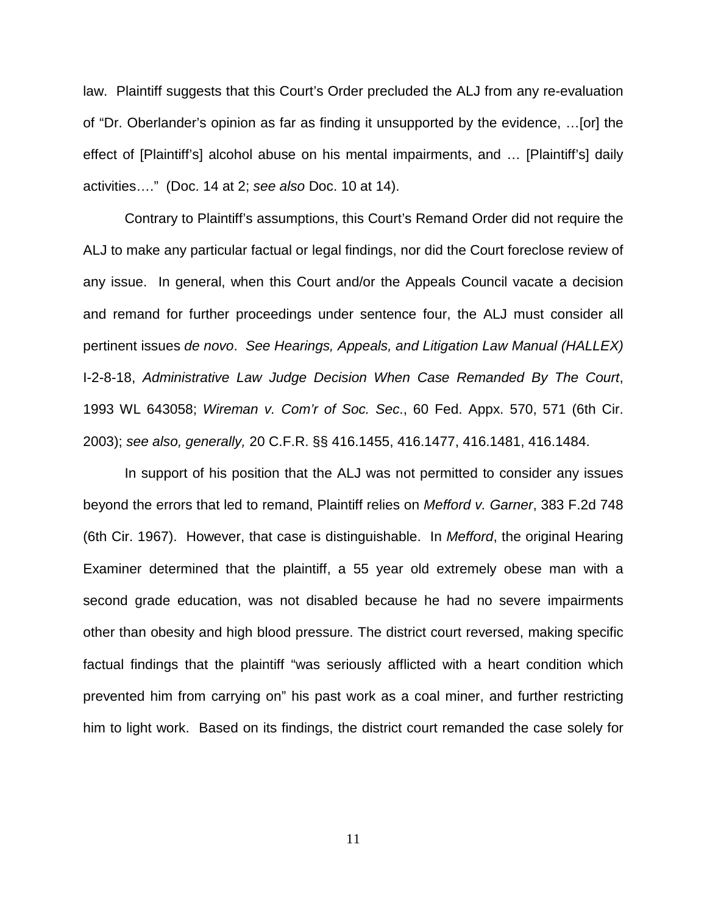law. Plaintiff suggests that this Court's Order precluded the ALJ from any re-evaluation of "Dr. Oberlander's opinion as far as finding it unsupported by the evidence, …[or] the effect of [Plaintiff's] alcohol abuse on his mental impairments, and … [Plaintiff's] daily activities…." (Doc. 14 at 2; *see also* Doc. 10 at 14).

Contrary to Plaintiff's assumptions, this Court's Remand Order did not require the ALJ to make any particular factual or legal findings, nor did the Court foreclose review of any issue. In general, when this Court and/or the Appeals Council vacate a decision and remand for further proceedings under sentence four, the ALJ must consider all pertinent issues *de novo*. *See Hearings, Appeals, and Litigation Law Manual (HALLEX)* I-2-8-18, *Administrative Law Judge Decision When Case Remanded By The Court*, 1993 WL 643058; *Wireman v. Com'r of Soc. Sec*., 60 Fed. Appx. 570, 571 (6th Cir. 2003); *see also, generally,* 20 C.F.R. §§ 416.1455, 416.1477, 416.1481, 416.1484.

In support of his position that the ALJ was not permitted to consider any issues beyond the errors that led to remand, Plaintiff relies on *Mefford v. Garner*, 383 F.2d 748 (6th Cir. 1967). However, that case is distinguishable. In *Mefford*, the original Hearing Examiner determined that the plaintiff, a 55 year old extremely obese man with a second grade education, was not disabled because he had no severe impairments other than obesity and high blood pressure. The district court reversed, making specific factual findings that the plaintiff "was seriously afflicted with a heart condition which prevented him from carrying on" his past work as a coal miner, and further restricting him to light work. Based on its findings, the district court remanded the case solely for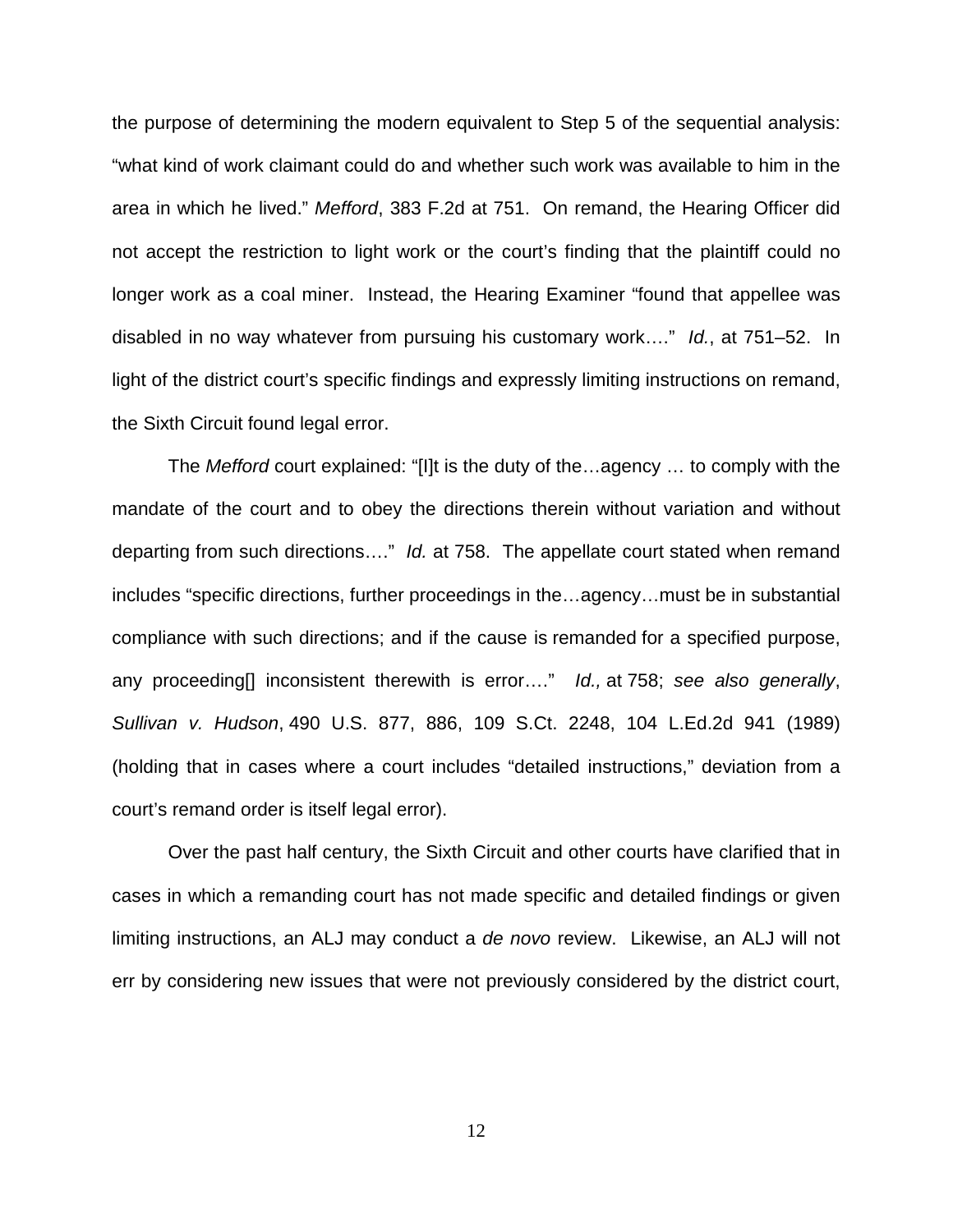the purpose of determining the modern equivalent to Step 5 of the sequential analysis: "what kind of work claimant could do and whether such work was available to him in the area in which he lived." *Mefford*, 383 F.2d at 751. On remand, the Hearing Officer did not accept the restriction to light work or the court's finding that the plaintiff could no longer work as a coal miner. Instead, the Hearing Examiner "found that appellee was disabled in no way whatever from pursuing his customary work…." *Id.*, at 751–52. In light of the district court's specific findings and expressly limiting instructions on remand, the Sixth Circuit found legal error.

The *Mefford* court explained: "[I]t is the duty of the…agency … to comply with the mandate of the court and to obey the directions therein without variation and without departing from such directions…." *Id.* at 758. The appellate court stated when remand includes "specific directions, further proceedings in the…agency…must be in substantial compliance with such directions; and if the cause is remanded for a specified purpose, any proceeding[] inconsistent therewith is error…." *Id.,* at 758; *see also generally*, *Sullivan v. Hudson*, 490 U.S. 877, 886, 109 S.Ct. 2248, 104 L.Ed.2d 941 (1989) (holding that in cases where a court includes "detailed instructions," deviation from a court's remand order is itself legal error).

Over the past half century, the Sixth Circuit and other courts have clarified that in cases in which a remanding court has not made specific and detailed findings or given limiting instructions, an ALJ may conduct a *de novo* review. Likewise, an ALJ will not err by considering new issues that were not previously considered by the district court,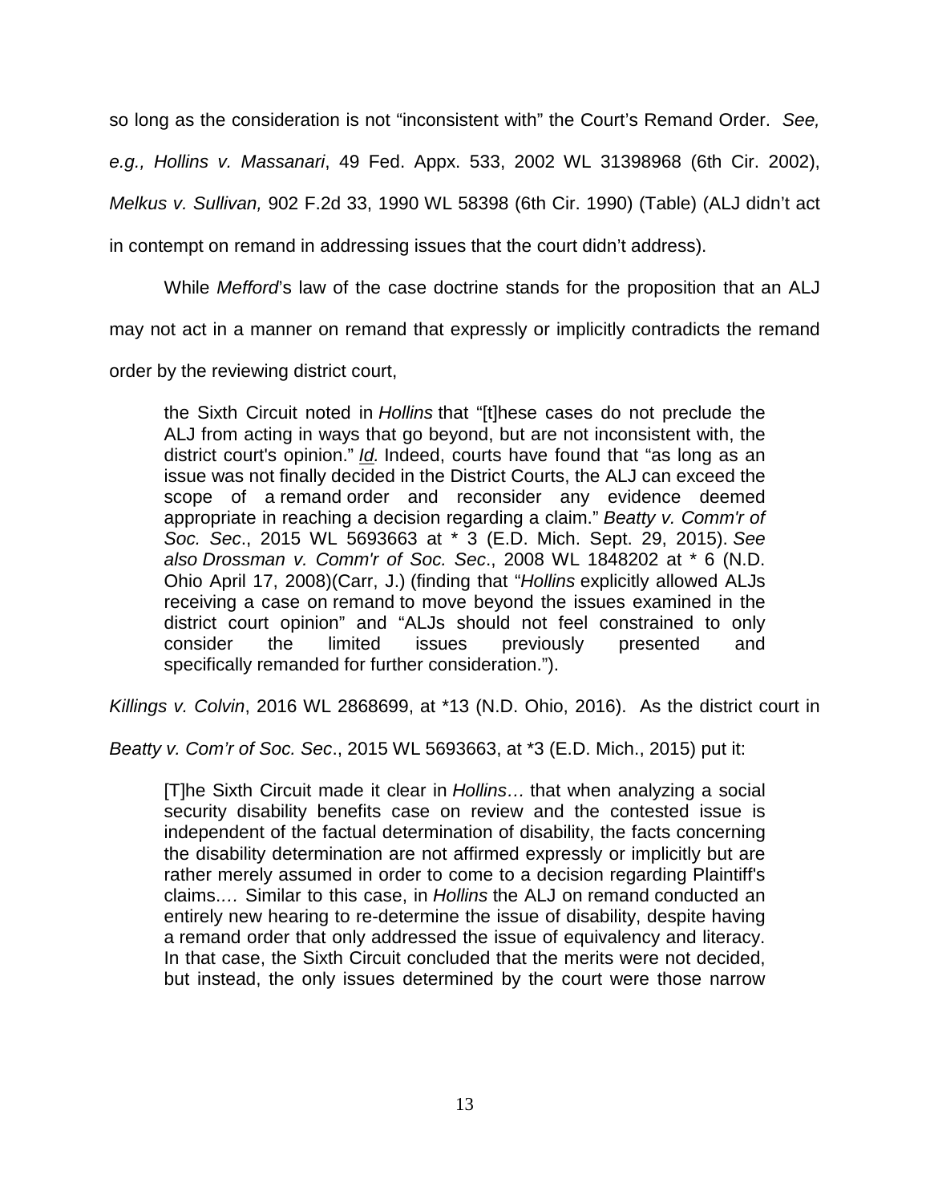so long as the consideration is not "inconsistent with" the Court's Remand Order. *See, e.g., Hollins v. Massanari*, 49 Fed. Appx. 533, 2002 WL 31398968 (6th Cir. 2002), *Melkus v. Sullivan,* 902 F.2d 33, 1990 WL 58398 (6th Cir. 1990) (Table) (ALJ didn't act in contempt on remand in addressing issues that the court didn't address).

While *Mefford*'s law of the case doctrine stands for the proposition that an ALJ may not act in a manner on remand that expressly or implicitly contradicts the remand order by the reviewing district court,

> the Sixth Circuit noted in *Hollins* that "[t]hese cases do not preclude the ALJ from acting in ways that go beyond, but are not inconsistent with, the district court's opinion." *Id.* Indeed, courts have found that "as long as an issue was not finally decided in the District Courts, the ALJ can exceed the scope of a remand order and reconsider any evidence deemed appropriate in reaching a decision regarding a claim." *Beatty v. Comm'r of Soc. Sec*., 2015 WL 5693663 at * 3 (E.D. Mich. Sept. 29, 2015). *See also Drossman v. Comm'r of Soc. Sec*., 2008 WL 1848202 at * 6 (N.D. Ohio April 17, 2008)(Carr, J.) (finding that "*Hollins* explicitly allowed ALJs receiving a case on remand to move beyond the issues examined in the district court opinion" and "ALJs should not feel constrained to only consider the limited issues previously presented and specifically remanded for further consideration.").

*Killings v. Colvin*, 2016 WL 2868699, at *13 (N.D. Ohio, 2016). As the district court in *Beatty v. Com'r of Soc. Sec*., 2015 WL 5693663, at *3 (E.D. Mich., 2015) put it:

> [T]he Sixth Circuit made it clear in *Hollins…* that when analyzing a social security disability benefits case on review and the contested issue is independent of the factual determination of disability, the facts concerning the disability determination are not affirmed expressly or implicitly but are rather merely assumed in order to come to a decision regarding Plaintiff's claims.… Similar to this case, in *Hollins* the ALJ on remand conducted an entirely new hearing to re-determine the issue of disability, despite having a remand order that only addressed the issue of equivalency and literacy. In that case, the Sixth Circuit concluded that the merits were not decided, but instead, the only issues determined by the court were those narrow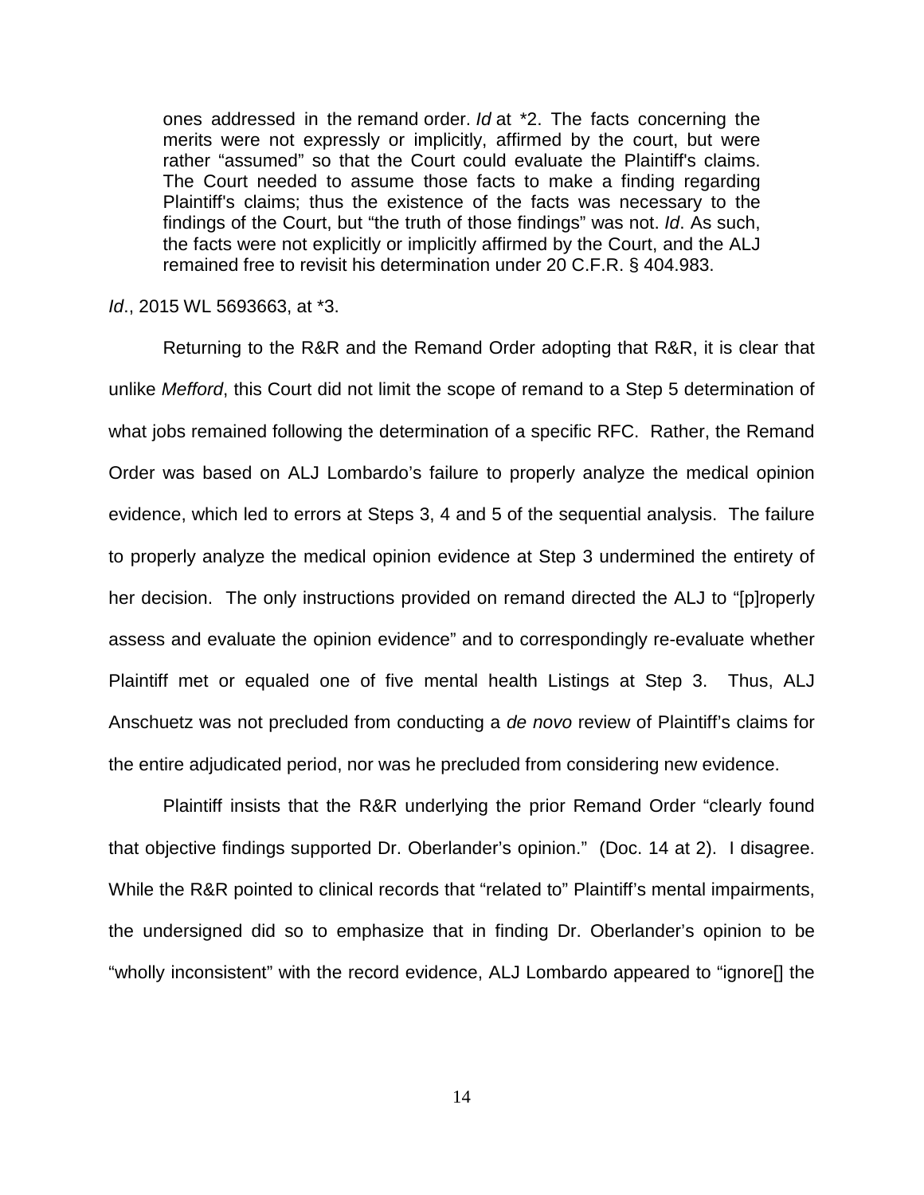> ones addressed in the remand order. *Id* at *2. The facts concerning the merits were not expressly or implicitly, affirmed by the court, but were rather "assumed" so that the Court could evaluate the Plaintiff's claims. The Court needed to assume those facts to make a finding regarding Plaintiff's claims; thus the existence of the facts was necessary to the findings of the Court, but "the truth of those findings" was not. *Id*. As such, the facts were not explicitly or implicitly affirmed by the Court, and the ALJ remained free to revisit his determination under 20 C.F.R. § 404.983.

*Id*., 2015 WL 5693663, at *3.

Returning to the R&R and the Remand Order adopting that R&R, it is clear that unlike *Mefford*, this Court did not limit the scope of remand to a Step 5 determination of what jobs remained following the determination of a specific RFC. Rather, the Remand Order was based on ALJ Lombardo's failure to properly analyze the medical opinion evidence, which led to errors at Steps 3, 4 and 5 of the sequential analysis. The failure to properly analyze the medical opinion evidence at Step 3 undermined the entirety of her decision. The only instructions provided on remand directed the ALJ to "[p]roperly assess and evaluate the opinion evidence" and to correspondingly re-evaluate whether Plaintiff met or equaled one of five mental health Listings at Step 3. Thus, ALJ Anschuetz was not precluded from conducting a *de novo* review of Plaintiff's claims for the entire adjudicated period, nor was he precluded from considering new evidence.

Plaintiff insists that the R&R underlying the prior Remand Order "clearly found that objective findings supported Dr. Oberlander's opinion." (Doc. 14 at 2). I disagree. While the R&R pointed to clinical records that "related to" Plaintiff's mental impairments, the undersigned did so to emphasize that in finding Dr. Oberlander's opinion to be "wholly inconsistent" with the record evidence, ALJ Lombardo appeared to "ignore[] the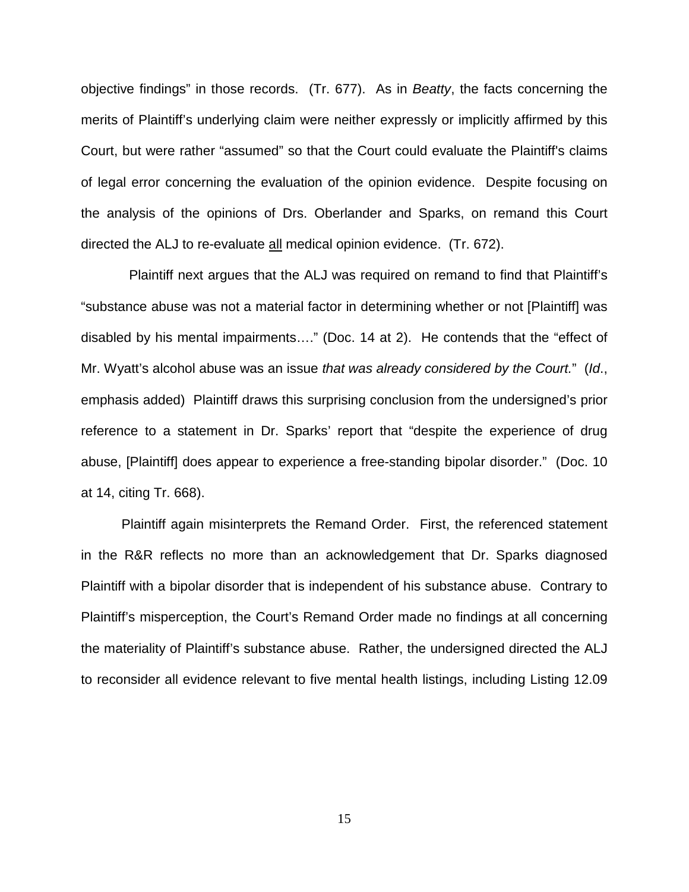objective findings" in those records. (Tr. 677). As in *Beatty*, the facts concerning the merits of Plaintiff's underlying claim were neither expressly or implicitly affirmed by this Court, but were rather "assumed" so that the Court could evaluate the Plaintiff's claims of legal error concerning the evaluation of the opinion evidence. Despite focusing on the analysis of the opinions of Drs. Oberlander and Sparks, on remand this Court directed the ALJ to re-evaluate <u>all</u> medical opinion evidence. (Tr. 672).

Plaintiff next argues that the ALJ was required on remand to find that Plaintiff's "substance abuse was not a material factor in determining whether or not [Plaintiff] was disabled by his mental impairments…." (Doc. 14 at 2). He contends that the "effect of Mr. Wyatt's alcohol abuse was an issue *that was already considered by the Court.*" (*Id.*, emphasis added) Plaintiff draws this surprising conclusion from the undersigned's prior reference to a statement in Dr. Sparks' report that "despite the experience of drug abuse, [Plaintiff] does appear to experience a free-standing bipolar disorder." (Doc. 10 at 14, citing Tr. 668).

Plaintiff again misinterprets the Remand Order. First, the referenced statement in the R&R reflects no more than an acknowledgement that Dr. Sparks diagnosed Plaintiff with a bipolar disorder that is independent of his substance abuse. Contrary to Plaintiff's misperception, the Court's Remand Order made no findings at all concerning the materiality of Plaintiff's substance abuse. Rather, the undersigned directed the ALJ to reconsider all evidence relevant to five mental health listings, including Listing 12.09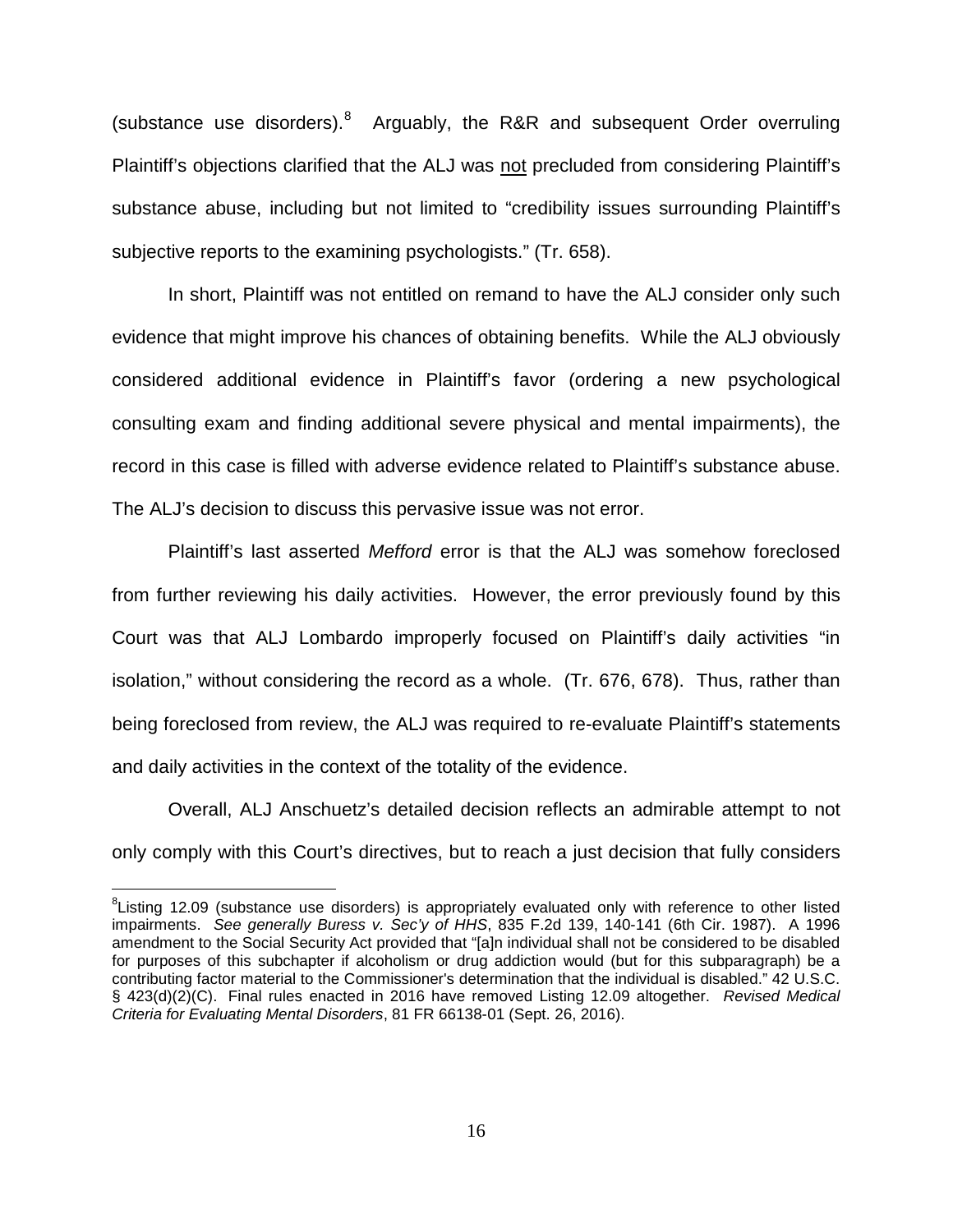(substance use disorders).[8] Arguably, the R&R and subsequent Order overruling Plaintiff's objections clarified that the ALJ was <u>not</u> precluded from considering Plaintiff's substance abuse, including but not limited to "credibility issues surrounding Plaintiff's subjective reports to the examining psychologists." (Tr. 658).

In short, Plaintiff was not entitled on remand to have the ALJ consider only such evidence that might improve his chances of obtaining benefits. While the ALJ obviously considered additional evidence in Plaintiff's favor (ordering a new psychological consulting exam and finding additional severe physical and mental impairments), the record in this case is filled with adverse evidence related to Plaintiff's substance abuse. The ALJ's decision to discuss this pervasive issue was not error.

Plaintiff's last asserted *Mefford* error is that the ALJ was somehow foreclosed from further reviewing his daily activities. However, the error previously found by this Court was that ALJ Lombardo improperly focused on Plaintiff's daily activities "in isolation," without considering the record as a whole. (Tr. 676, 678). Thus, rather than being foreclosed from review, the ALJ was required to re-evaluate Plaintiff's statements and daily activities in the context of the totality of the evidence.

Overall, ALJ Anschuetz's detailed decision reflects an admirable attempt to not only comply with this Court's directives, but to reach a just decision that fully considers

---

[8]Listing 12.09 (substance use disorders) is appropriately evaluated only with reference to other listed impairments. *See generally Buress v. Sec'y of HHS*, 835 F.2d 139, 140-141 (6th Cir. 1987). A 1996 amendment to the Social Security Act provided that "[a]n individual shall not be considered to be disabled for purposes of this subchapter if alcoholism or drug addiction would (but for this subparagraph) be a contributing factor material to the Commissioner's determination that the individual is disabled." 42 U.S.C. § 423(d)(2)(C). Final rules enacted in 2016 have removed Listing 12.09 altogether. *Revised Medical Criteria for Evaluating Mental Disorders*, 81 FR 66138-01 (Sept. 26, 2016).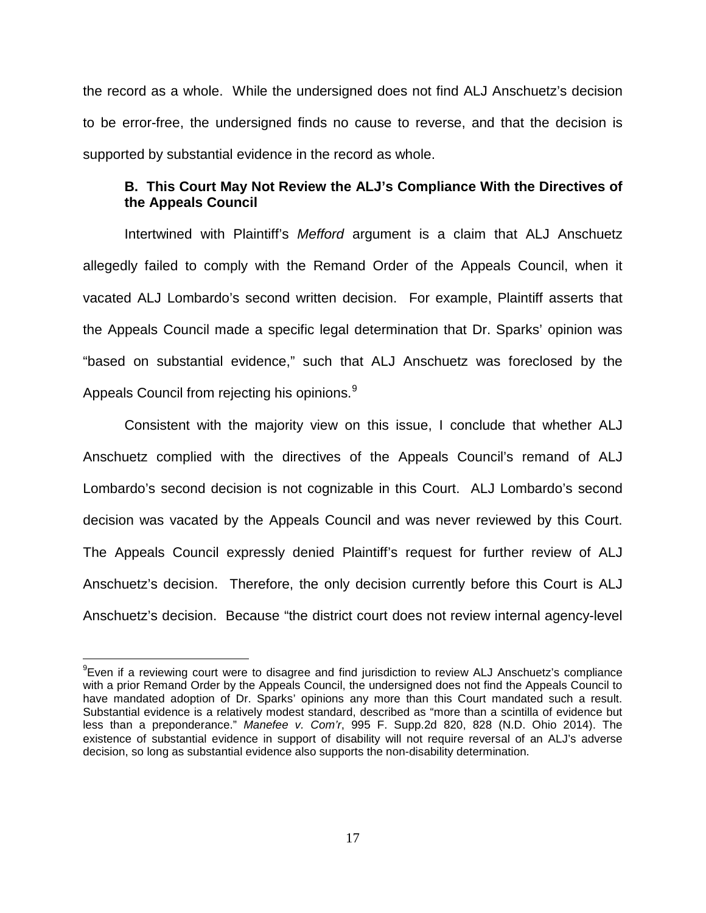the record as a whole. While the undersigned does not find ALJ Anschuetz's decision to be error-free, the undersigned finds no cause to reverse, and that the decision is supported by substantial evidence in the record as whole.

### B. This Court May Not Review the ALJ's Compliance With the Directives of the Appeals Council

Intertwined with Plaintiff's *Mefford* argument is a claim that ALJ Anschuetz allegedly failed to comply with the Remand Order of the Appeals Council, when it vacated ALJ Lombardo's second written decision. For example, Plaintiff asserts that the Appeals Council made a specific legal determination that Dr. Sparks' opinion was "based on substantial evidence," such that ALJ Anschuetz was foreclosed by the Appeals Council from rejecting his opinions.[9]

Consistent with the majority view on this issue, I conclude that whether ALJ Anschuetz complied with the directives of the Appeals Council's remand of ALJ Lombardo's second decision is not cognizable in this Court. ALJ Lombardo's second decision was vacated by the Appeals Council and was never reviewed by this Court. The Appeals Council expressly denied Plaintiff's request for further review of ALJ Anschuetz's decision. Therefore, the only decision currently before this Court is ALJ Anschuetz's decision. Because "the district court does not review internal agency-level

---

[9]Even if a reviewing court were to disagree and find jurisdiction to review ALJ Anschuetz's compliance with a prior Remand Order by the Appeals Council, the undersigned does not find the Appeals Council to have mandated adoption of Dr. Sparks' opinions any more than this Court mandated such a result. Substantial evidence is a relatively modest standard, described as "more than a scintilla of evidence but less than a preponderance." *Manefee v. Com'r*, 995 F. Supp.2d 820, 828 (N.D. Ohio 2014). The existence of substantial evidence in support of disability will not require reversal of an ALJ's adverse decision, so long as substantial evidence also supports the non-disability determination.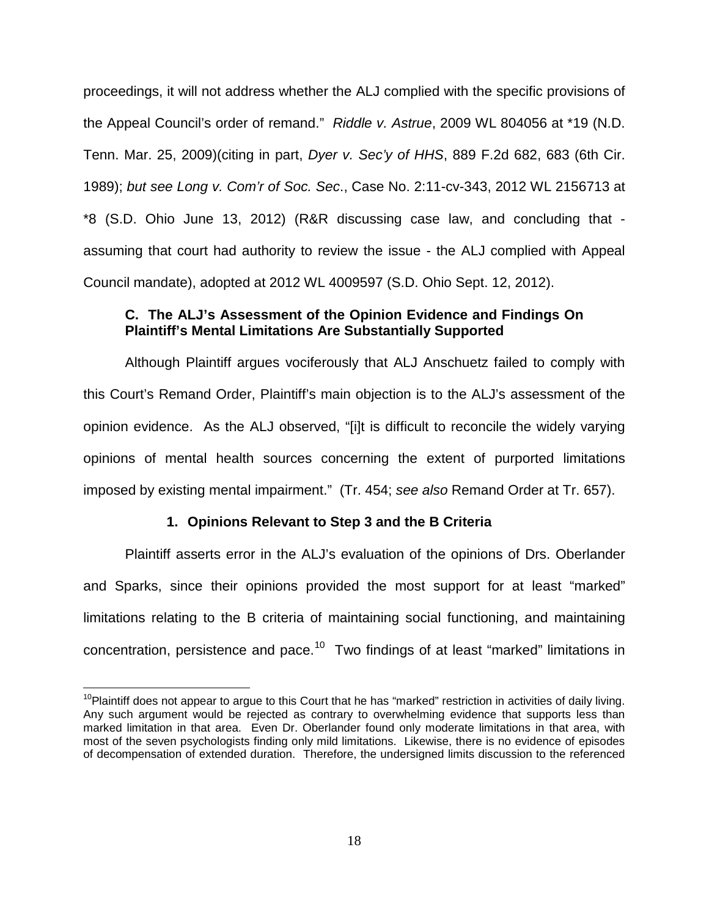proceedings, it will not address whether the ALJ complied with the specific provisions of the Appeal Council's order of remand." *Riddle v. Astrue*, 2009 WL 804056 at *19 (N.D. Tenn. Mar. 25, 2009)(citing in part, *Dyer v. Sec'y of HHS*, 889 F.2d 682, 683 (6th Cir. 1989); *but see Long v. Com'r of Soc. Sec*., Case No. 2:11-cv-343, 2012 WL 2156713 at *8 (S.D. Ohio June 13, 2012) (R&R discussing case law, and concluding that - assuming that court had authority to review the issue - the ALJ complied with Appeal Council mandate), adopted at 2012 WL 4009597 (S.D. Ohio Sept. 12, 2012).

### C. The ALJ's Assessment of the Opinion Evidence and Findings On Plaintiff's Mental Limitations Are Substantially Supported

Although Plaintiff argues vociferously that ALJ Anschuetz failed to comply with this Court's Remand Order, Plaintiff's main objection is to the ALJ's assessment of the opinion evidence. As the ALJ observed, "[i]t is difficult to reconcile the widely varying opinions of mental health sources concerning the extent of purported limitations imposed by existing mental impairment." (Tr. 454; *see also* Remand Order at Tr. 657).

#### 1. Opinions Relevant to Step 3 and the B Criteria

Plaintiff asserts error in the ALJ's evaluation of the opinions of Drs. Oberlander and Sparks, since their opinions provided the most support for at least "marked" limitations relating to the B criteria of maintaining social functioning, and maintaining concentration, persistence and pace.[10] Two findings of at least "marked" limitations in

[10] Plaintiff does not appear to argue to this Court that he has "marked" restriction in activities of daily living. Any such argument would be rejected as contrary to overwhelming evidence that supports less than marked limitation in that area. Even Dr. Oberlander found only moderate limitations in that area, with most of the seven psychologists finding only mild limitations. Likewise, there is no evidence of episodes of decompensation of extended duration. Therefore, the undersigned limits discussion to the referenced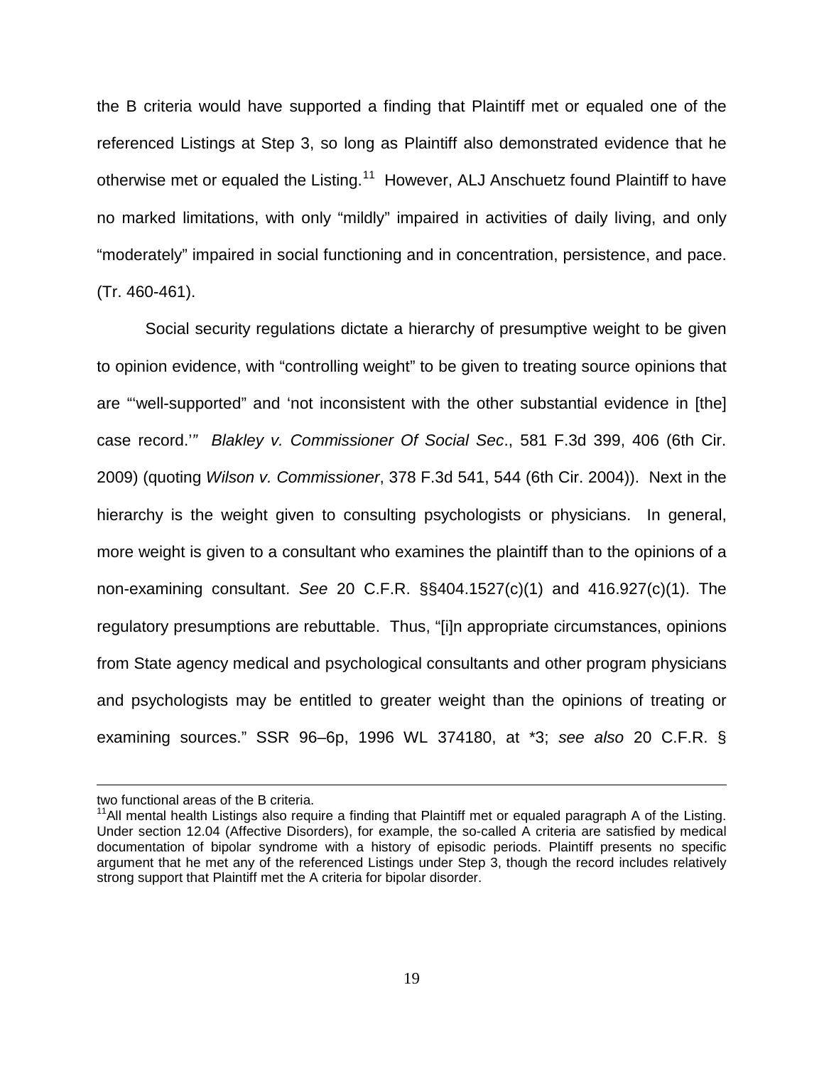the B criteria would have supported a finding that Plaintiff met or equaled one of the referenced Listings at Step 3, so long as Plaintiff also demonstrated evidence that he otherwise met or equaled the Listing.[11] However, ALJ Anschuetz found Plaintiff to have no marked limitations, with only "mildly" impaired in activities of daily living, and only "moderately" impaired in social functioning and in concentration, persistence, and pace. (Tr. 460-461).

Social security regulations dictate a hierarchy of presumptive weight to be given to opinion evidence, with "controlling weight" to be given to treating source opinions that are "'well-supported" and 'not inconsistent with the other substantial evidence in [the] case record.'" *Blakley v. Commissioner Of Social Sec*., 581 F.3d 399, 406 (6th Cir. 2009) (quoting *Wilson v. Commissioner*, 378 F.3d 541, 544 (6th Cir. 2004)). Next in the hierarchy is the weight given to consulting psychologists or physicians. In general, more weight is given to a consultant who examines the plaintiff than to the opinions of a non-examining consultant. *See* 20 C.F.R. §§404.1527(c)(1) and 416.927(c)(1). The regulatory presumptions are rebuttable. Thus, "[i]n appropriate circumstances, opinions from State agency medical and psychological consultants and other program physicians and psychologists may be entitled to greater weight than the opinions of treating or examining sources." SSR 96–6p, 1996 WL 374180, at *3; *see also* 20 C.F.R. §

---

two functional areas of the B criteria.

[11] All mental health Listings also require a finding that Plaintiff met or equaled paragraph A of the Listing. Under section 12.04 (Affective Disorders), for example, the so-called A criteria are satisfied by medical documentation of bipolar syndrome with a history of episodic periods. Plaintiff presents no specific argument that he met any of the referenced Listings under Step 3, though the record includes relatively strong support that Plaintiff met the A criteria for bipolar disorder.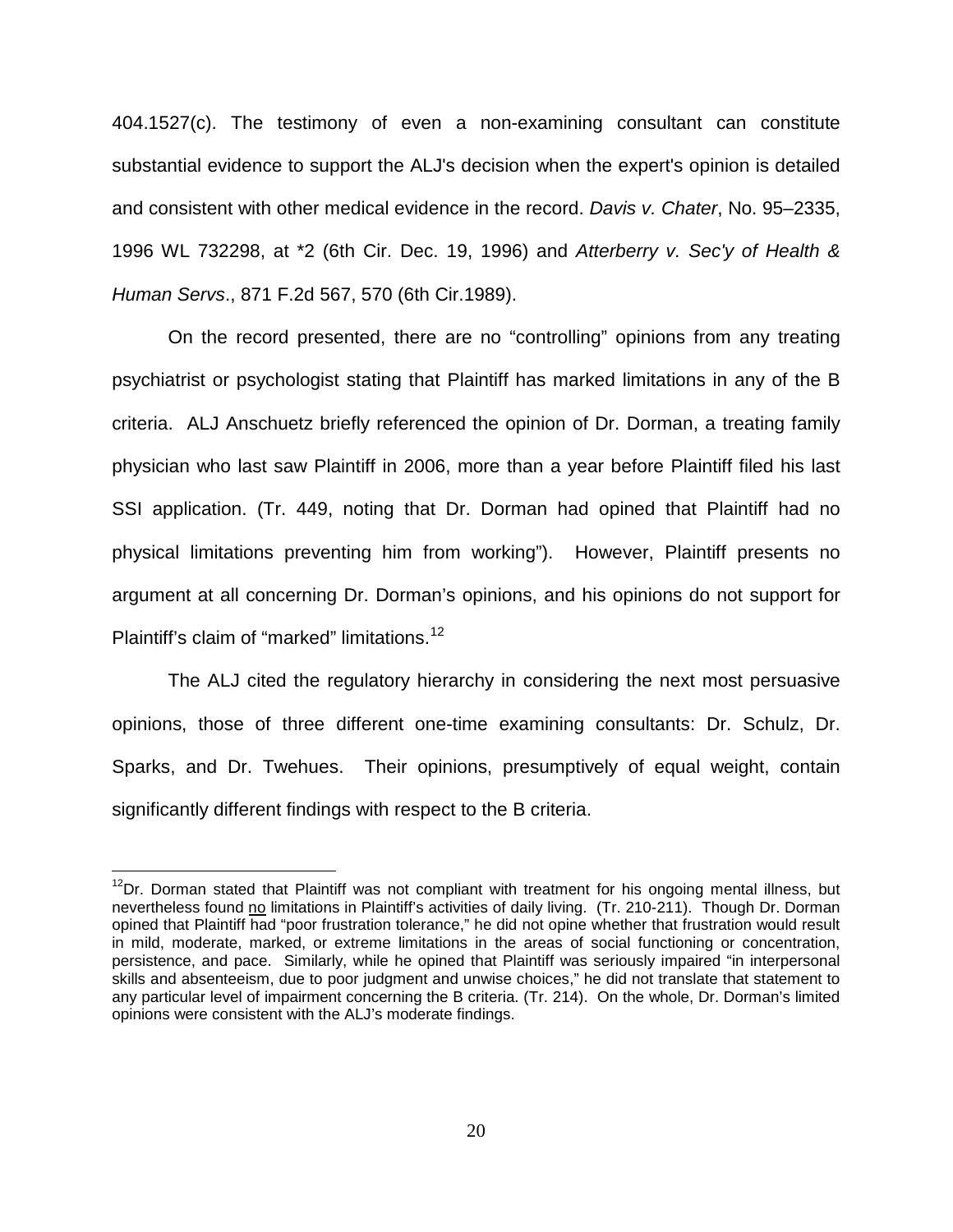404.1527(c). The testimony of even a non-examining consultant can constitute substantial evidence to support the ALJ's decision when the expert's opinion is detailed and consistent with other medical evidence in the record. *Davis v. Chater*, No. 95–2335, 1996 WL 732298, at *2 (6th Cir. Dec. 19, 1996) and *Atterberry v. Sec'y of Health & Human Servs*., 871 F.2d 567, 570 (6th Cir.1989).

On the record presented, there are no "controlling" opinions from any treating psychiatrist or psychologist stating that Plaintiff has marked limitations in any of the B criteria. ALJ Anschuetz briefly referenced the opinion of Dr. Dorman, a treating family physician who last saw Plaintiff in 2006, more than a year before Plaintiff filed his last SSI application. (Tr. 449, noting that Dr. Dorman had opined that Plaintiff had no physical limitations preventing him from working"). However, Plaintiff presents no argument at all concerning Dr. Dorman's opinions, and his opinions do not support for Plaintiff's claim of "marked" limitations.[12]

The ALJ cited the regulatory hierarchy in considering the next most persuasive opinions, those of three different one-time examining consultants: Dr. Schulz, Dr. Sparks, and Dr. Twehues. Their opinions, presumptively of equal weight, contain significantly different findings with respect to the B criteria.

---

[12]Dr. Dorman stated that Plaintiff was not compliant with treatment for his ongoing mental illness, but nevertheless found no limitations in Plaintiff's activities of daily living. (Tr. 210-211). Though Dr. Dorman opined that Plaintiff had "poor frustration tolerance," he did not opine whether that frustration would result in mild, moderate, marked, or extreme limitations in the areas of social functioning or concentration, persistence, and pace. Similarly, while he opined that Plaintiff was seriously impaired "in interpersonal skills and absenteeism, due to poor judgment and unwise choices," he did not translate that statement to any particular level of impairment concerning the B criteria. (Tr. 214). On the whole, Dr. Dorman's limited opinions were consistent with the ALJ's moderate findings.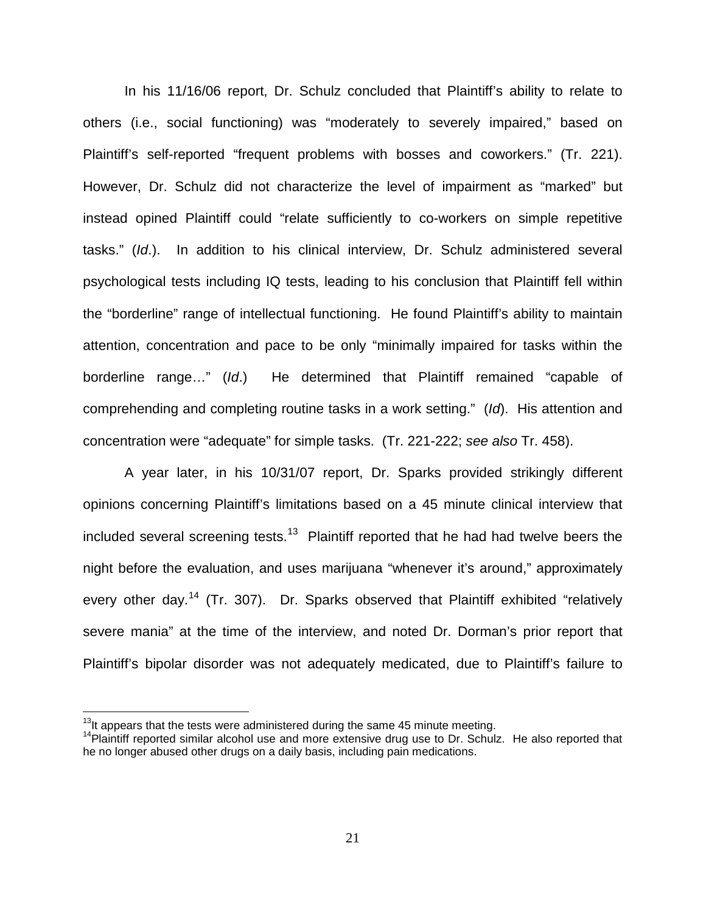In his 11/16/06 report, Dr. Schulz concluded that Plaintiff's ability to relate to others (i.e., social functioning) was "moderately to severely impaired," based on Plaintiff's self-reported "frequent problems with bosses and coworkers." (Tr. 221). However, Dr. Schulz did not characterize the level of impairment as "marked" but instead opined Plaintiff could "relate sufficiently to co-workers on simple repetitive tasks." (*Id*.). In addition to his clinical interview, Dr. Schulz administered several psychological tests including IQ tests, leading to his conclusion that Plaintiff fell within the "borderline" range of intellectual functioning. He found Plaintiff's ability to maintain attention, concentration and pace to be only "minimally impaired for tasks within the borderline range…" (*Id*.) He determined that Plaintiff remained "capable of comprehending and completing routine tasks in a work setting." (*Id*). His attention and concentration were "adequate" for simple tasks. (Tr. 221-222; *see also* Tr. 458).

A year later, in his 10/31/07 report, Dr. Sparks provided strikingly different opinions concerning Plaintiff's limitations based on a 45 minute clinical interview that included several screening tests.[13] Plaintiff reported that he had had twelve beers the night before the evaluation, and uses marijuana "whenever it's around," approximately every other day.[14] (Tr. 307). Dr. Sparks observed that Plaintiff exhibited "relatively severe mania" at the time of the interview, and noted Dr. Dorman's prior report that Plaintiff's bipolar disorder was not adequately medicated, due to Plaintiff's failure to

---

[13] It appears that the tests were administered during the same 45 minute meeting.

[14] Plaintiff reported similar alcohol use and more extensive drug use to Dr. Schulz. He also reported that he no longer abused other drugs on a daily basis, including pain medications.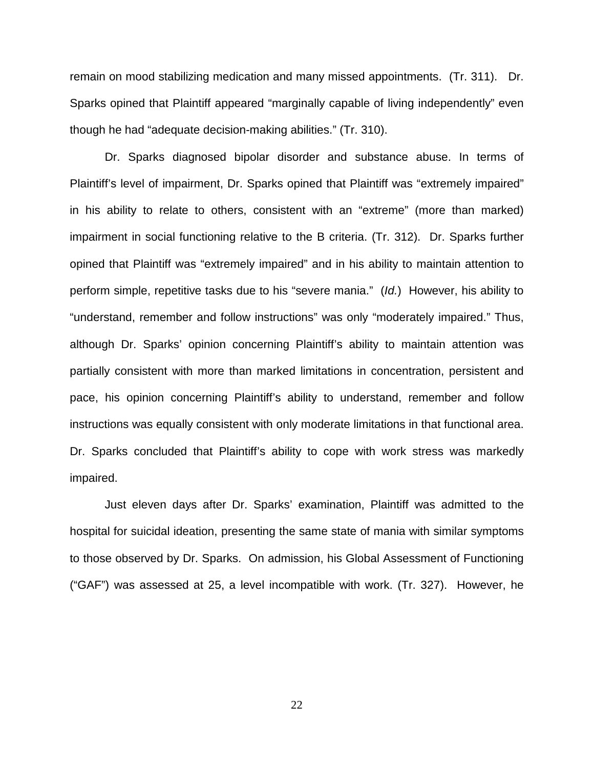remain on mood stabilizing medication and many missed appointments. (Tr. 311). Dr. Sparks opined that Plaintiff appeared "marginally capable of living independently" even though he had "adequate decision-making abilities." (Tr. 310).

Dr. Sparks diagnosed bipolar disorder and substance abuse. In terms of Plaintiff's level of impairment, Dr. Sparks opined that Plaintiff was "extremely impaired" in his ability to relate to others, consistent with an "extreme" (more than marked) impairment in social functioning relative to the B criteria. (Tr. 312). Dr. Sparks further opined that Plaintiff was "extremely impaired" and in his ability to maintain attention to perform simple, repetitive tasks due to his "severe mania." (*Id.*) However, his ability to "understand, remember and follow instructions" was only "moderately impaired." Thus, although Dr. Sparks' opinion concerning Plaintiff's ability to maintain attention was partially consistent with more than marked limitations in concentration, persistent and pace, his opinion concerning Plaintiff's ability to understand, remember and follow instructions was equally consistent with only moderate limitations in that functional area. Dr. Sparks concluded that Plaintiff's ability to cope with work stress was markedly impaired.

Just eleven days after Dr. Sparks' examination, Plaintiff was admitted to the hospital for suicidal ideation, presenting the same state of mania with similar symptoms to those observed by Dr. Sparks. On admission, his Global Assessment of Functioning ("GAF") was assessed at 25, a level incompatible with work. (Tr. 327). However, he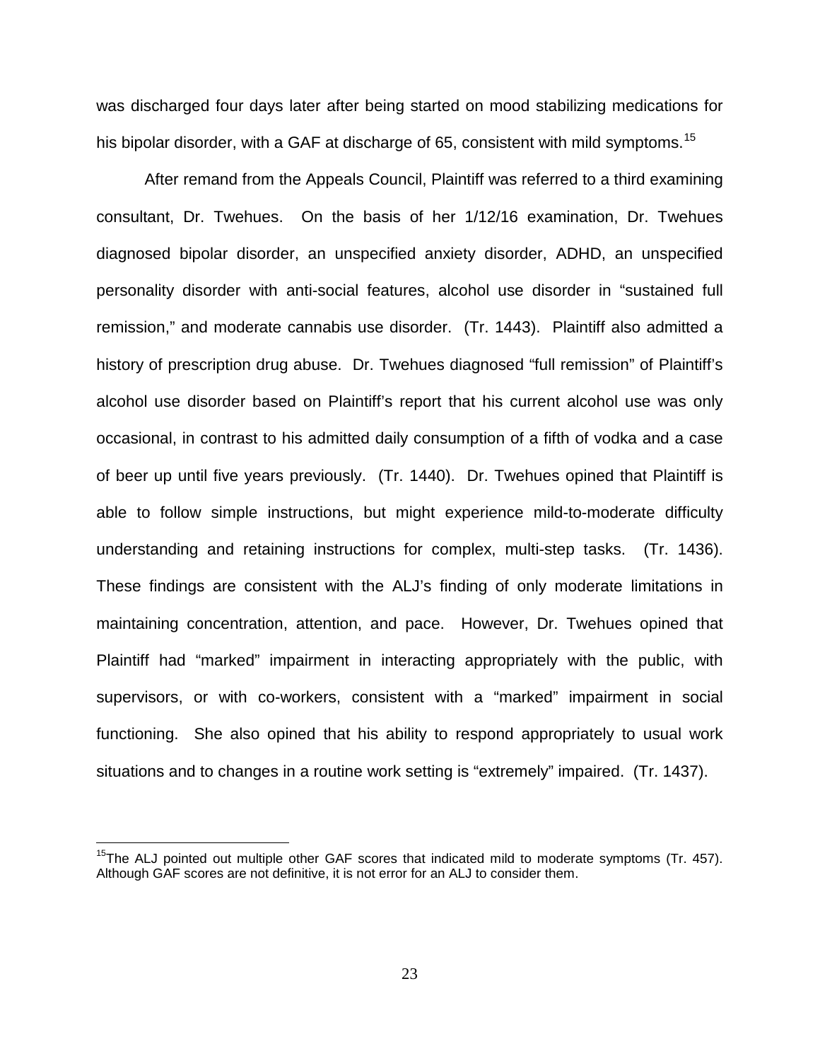was discharged four days later after being started on mood stabilizing medications for his bipolar disorder, with a GAF at discharge of 65, consistent with mild symptoms.[15]

After remand from the Appeals Council, Plaintiff was referred to a third examining consultant, Dr. Twehues. On the basis of her 1/12/16 examination, Dr. Twehues diagnosed bipolar disorder, an unspecified anxiety disorder, ADHD, an unspecified personality disorder with anti-social features, alcohol use disorder in "sustained full remission," and moderate cannabis use disorder. (Tr. 1443). Plaintiff also admitted a history of prescription drug abuse. Dr. Twehues diagnosed "full remission" of Plaintiff's alcohol use disorder based on Plaintiff's report that his current alcohol use was only occasional, in contrast to his admitted daily consumption of a fifth of vodka and a case of beer up until five years previously. (Tr. 1440). Dr. Twehues opined that Plaintiff is able to follow simple instructions, but might experience mild-to-moderate difficulty understanding and retaining instructions for complex, multi-step tasks. (Tr. 1436). These findings are consistent with the ALJ's finding of only moderate limitations in maintaining concentration, attention, and pace. However, Dr. Twehues opined that Plaintiff had "marked" impairment in interacting appropriately with the public, with supervisors, or with co-workers, consistent with a "marked" impairment in social functioning. She also opined that his ability to respond appropriately to usual work situations and to changes in a routine work setting is "extremely" impaired. (Tr. 1437).

---

[15]The ALJ pointed out multiple other GAF scores that indicated mild to moderate symptoms (Tr. 457). Although GAF scores are not definitive, it is not error for an ALJ to consider them.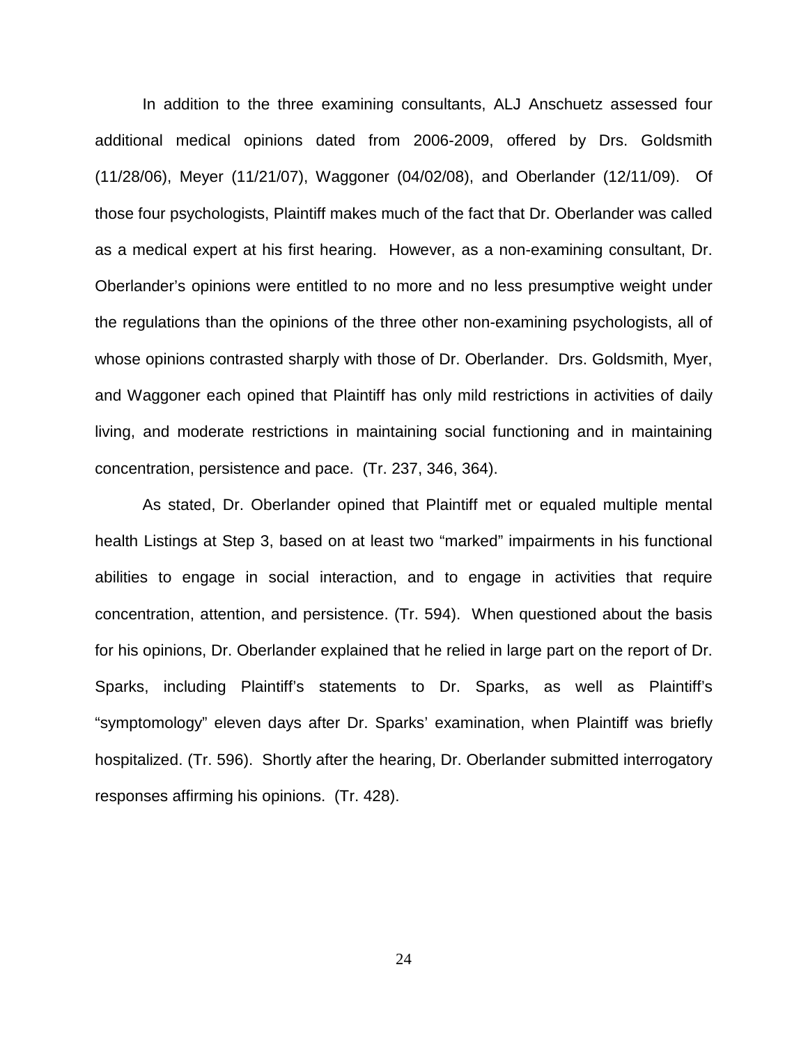In addition to the three examining consultants, ALJ Anschuetz assessed four additional medical opinions dated from 2006-2009, offered by Drs. Goldsmith (11/28/06), Meyer (11/21/07), Waggoner (04/02/08), and Oberlander (12/11/09). Of those four psychologists, Plaintiff makes much of the fact that Dr. Oberlander was called as a medical expert at his first hearing. However, as a non-examining consultant, Dr. Oberlander's opinions were entitled to no more and no less presumptive weight under the regulations than the opinions of the three other non-examining psychologists, all of whose opinions contrasted sharply with those of Dr. Oberlander. Drs. Goldsmith, Myer, and Waggoner each opined that Plaintiff has only mild restrictions in activities of daily living, and moderate restrictions in maintaining social functioning and in maintaining concentration, persistence and pace. (Tr. 237, 346, 364).

As stated, Dr. Oberlander opined that Plaintiff met or equaled multiple mental health Listings at Step 3, based on at least two "marked" impairments in his functional abilities to engage in social interaction, and to engage in activities that require concentration, attention, and persistence. (Tr. 594). When questioned about the basis for his opinions, Dr. Oberlander explained that he relied in large part on the report of Dr. Sparks, including Plaintiff's statements to Dr. Sparks, as well as Plaintiff's "symptomology" eleven days after Dr. Sparks' examination, when Plaintiff was briefly hospitalized. (Tr. 596). Shortly after the hearing, Dr. Oberlander submitted interrogatory responses affirming his opinions. (Tr. 428).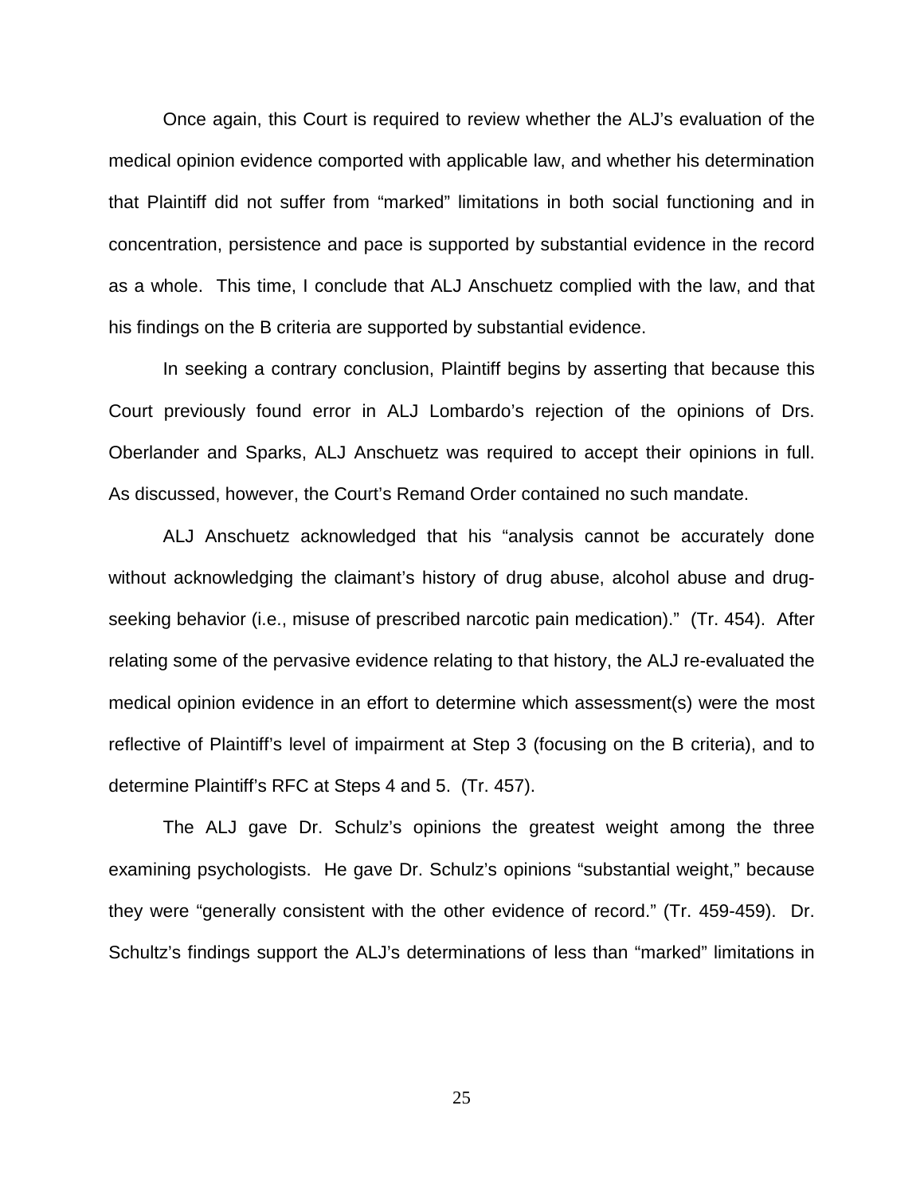Once again, this Court is required to review whether the ALJ's evaluation of the medical opinion evidence comported with applicable law, and whether his determination that Plaintiff did not suffer from "marked" limitations in both social functioning and in concentration, persistence and pace is supported by substantial evidence in the record as a whole. This time, I conclude that ALJ Anschuetz complied with the law, and that his findings on the B criteria are supported by substantial evidence.

In seeking a contrary conclusion, Plaintiff begins by asserting that because this Court previously found error in ALJ Lombardo's rejection of the opinions of Drs. Oberlander and Sparks, ALJ Anschuetz was required to accept their opinions in full. As discussed, however, the Court's Remand Order contained no such mandate.

ALJ Anschuetz acknowledged that his "analysis cannot be accurately done without acknowledging the claimant's history of drug abuse, alcohol abuse and drug-seeking behavior (i.e., misuse of prescribed narcotic pain medication)." (Tr. 454). After relating some of the pervasive evidence relating to that history, the ALJ re-evaluated the medical opinion evidence in an effort to determine which assessment(s) were the most reflective of Plaintiff's level of impairment at Step 3 (focusing on the B criteria), and to determine Plaintiff's RFC at Steps 4 and 5. (Tr. 457).

The ALJ gave Dr. Schulz's opinions the greatest weight among the three examining psychologists. He gave Dr. Schulz's opinions "substantial weight," because they were "generally consistent with the other evidence of record." (Tr. 459-459). Dr. Schultz's findings support the ALJ's determinations of less than "marked" limitations in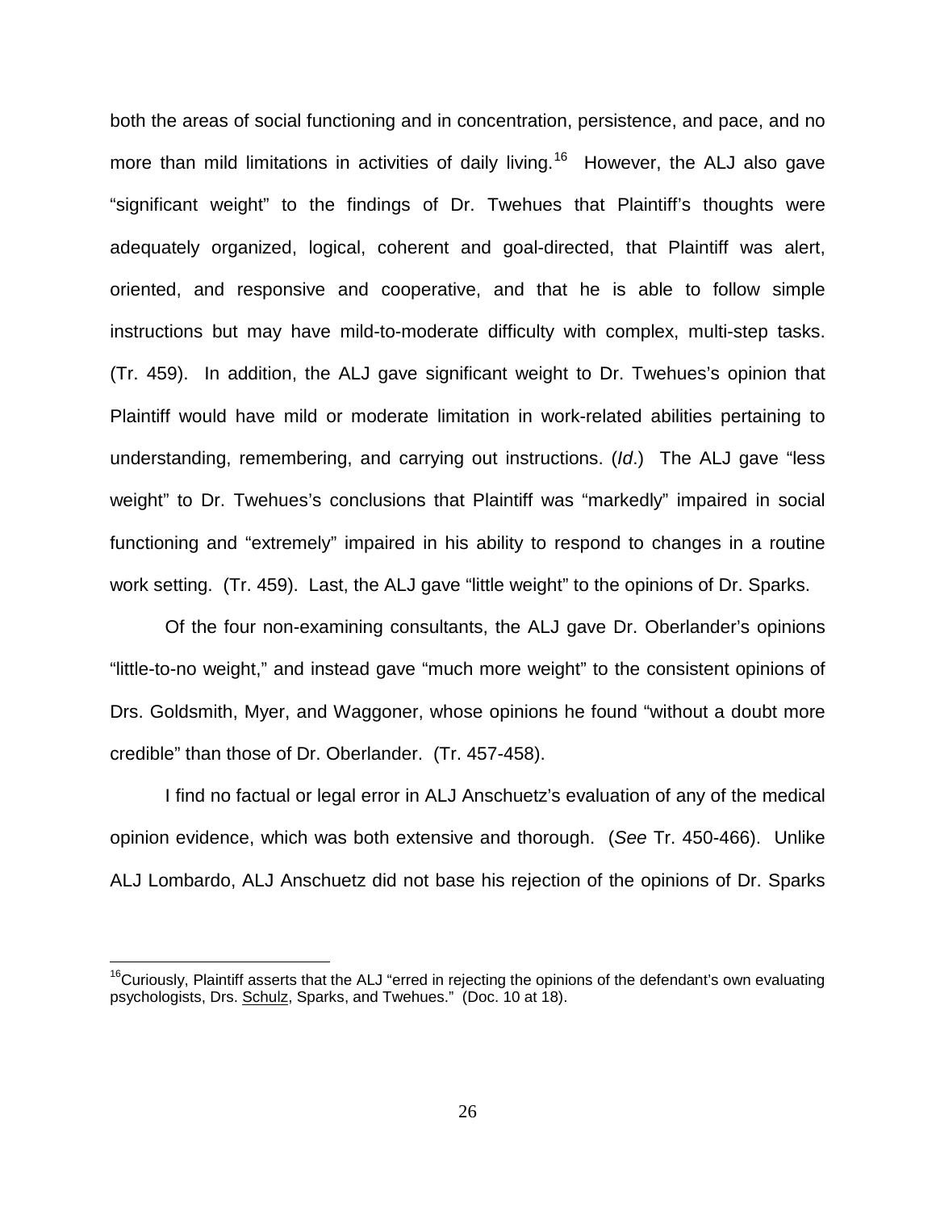both the areas of social functioning and in concentration, persistence, and pace, and no more than mild limitations in activities of daily living.[16] However, the ALJ also gave "significant weight" to the findings of Dr. Twehues that Plaintiff's thoughts were adequately organized, logical, coherent and goal-directed, that Plaintiff was alert, oriented, and responsive and cooperative, and that he is able to follow simple instructions but may have mild-to-moderate difficulty with complex, multi-step tasks. (Tr. 459). In addition, the ALJ gave significant weight to Dr. Twehues's opinion that Plaintiff would have mild or moderate limitation in work-related abilities pertaining to understanding, remembering, and carrying out instructions. (*Id*.) The ALJ gave "less weight" to Dr. Twehues's conclusions that Plaintiff was "markedly" impaired in social functioning and "extremely" impaired in his ability to respond to changes in a routine work setting. (Tr. 459). Last, the ALJ gave "little weight" to the opinions of Dr. Sparks.

Of the four non-examining consultants, the ALJ gave Dr. Oberlander's opinions "little-to-no weight," and instead gave "much more weight" to the consistent opinions of Drs. Goldsmith, Myer, and Waggoner, whose opinions he found "without a doubt more credible" than those of Dr. Oberlander. (Tr. 457-458).

I find no factual or legal error in ALJ Anschuetz's evaluation of any of the medical opinion evidence, which was both extensive and thorough. (*See* Tr. 450-466). Unlike ALJ Lombardo, ALJ Anschuetz did not base his rejection of the opinions of Dr. Sparks

---

[16] Curiously, Plaintiff asserts that the ALJ "erred in rejecting the opinions of the defendant's own evaluating psychologists, Drs. Schulz, Sparks, and Twehues." (Doc. 10 at 18).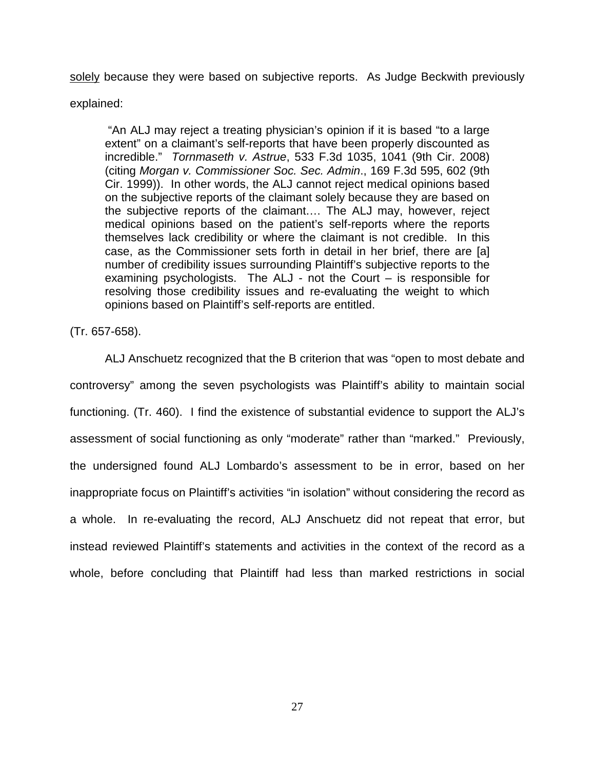solely because they were based on subjective reports. As Judge Beckwith previously explained:

> "An ALJ may reject a treating physician's opinion if it is based "to a large extent" on a claimant's self-reports that have been properly discounted as incredible." *Tornmaseth v. Astrue*, 533 F.3d 1035, 1041 (9th Cir. 2008) (citing *Morgan v. Commissioner Soc. Sec. Admin*., 169 F.3d 595, 602 (9th Cir. 1999)). In other words, the ALJ cannot reject medical opinions based on the subjective reports of the claimant solely because they are based on the subjective reports of the claimant…. The ALJ may, however, reject medical opinions based on the patient's self-reports where the reports themselves lack credibility or where the claimant is not credible. In this case, as the Commissioner sets forth in detail in her brief, there are [a] number of credibility issues surrounding Plaintiff's subjective reports to the examining psychologists. The ALJ - not the Court – is responsible for resolving those credibility issues and re-evaluating the weight to which opinions based on Plaintiff's self-reports are entitled.

(Tr. 657-658).

ALJ Anschuetz recognized that the B criterion that was "open to most debate and controversy" among the seven psychologists was Plaintiff's ability to maintain social functioning. (Tr. 460). I find the existence of substantial evidence to support the ALJ's assessment of social functioning as only "moderate" rather than "marked." Previously, the undersigned found ALJ Lombardo's assessment to be in error, based on her inappropriate focus on Plaintiff's activities "in isolation" without considering the record as a whole. In re-evaluating the record, ALJ Anschuetz did not repeat that error, but instead reviewed Plaintiff's statements and activities in the context of the record as a whole, before concluding that Plaintiff had less than marked restrictions in social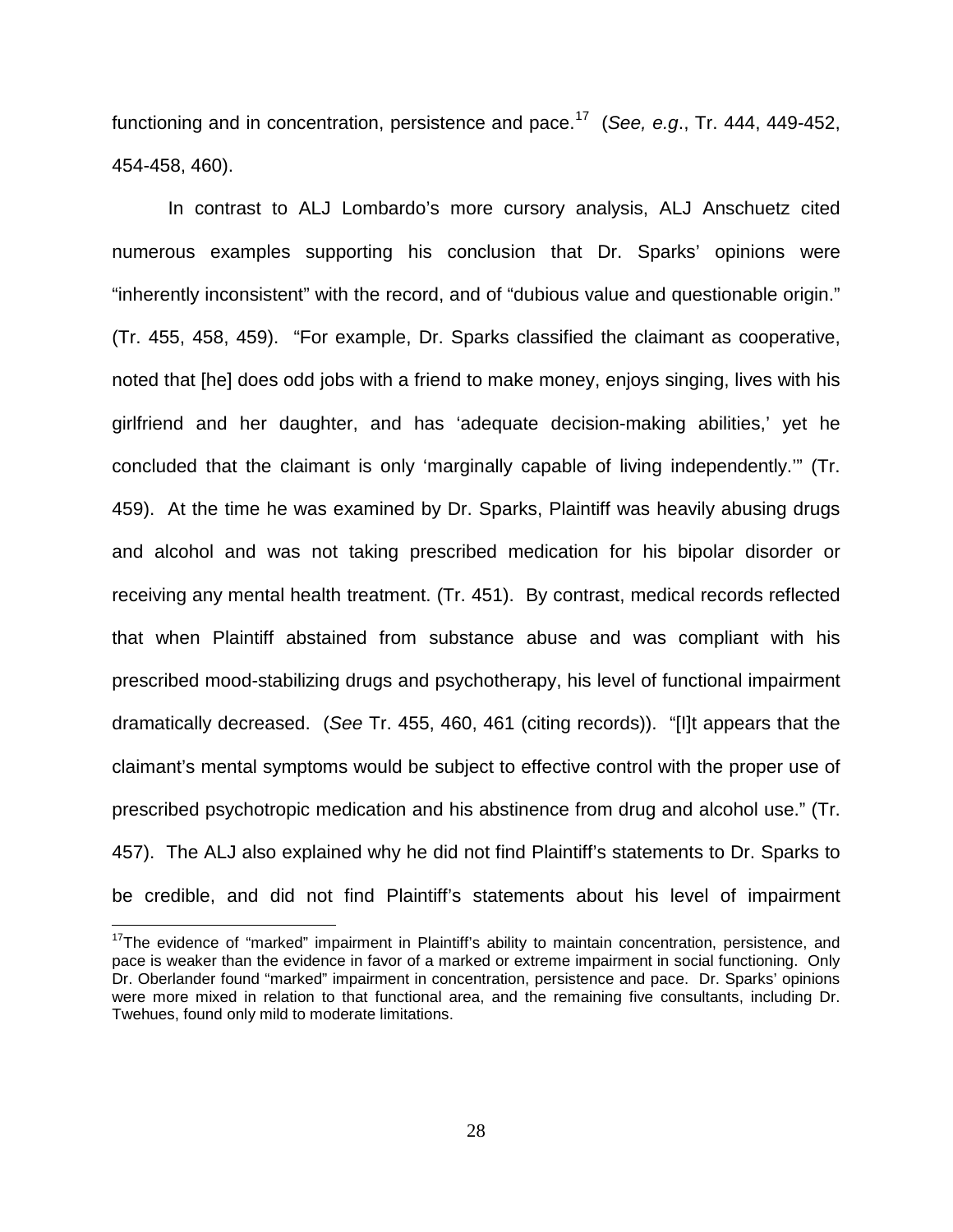functioning and in concentration, persistence and pace.[17] (*See, e.g*., Tr. 444, 449-452, 454-458, 460).

In contrast to ALJ Lombardo's more cursory analysis, ALJ Anschuetz cited numerous examples supporting his conclusion that Dr. Sparks' opinions were "inherently inconsistent" with the record, and of "dubious value and questionable origin." (Tr. 455, 458, 459). "For example, Dr. Sparks classified the claimant as cooperative, noted that [he] does odd jobs with a friend to make money, enjoys singing, lives with his girlfriend and her daughter, and has 'adequate decision-making abilities,' yet he concluded that the claimant is only 'marginally capable of living independently.'" (Tr. 459). At the time he was examined by Dr. Sparks, Plaintiff was heavily abusing drugs and alcohol and was not taking prescribed medication for his bipolar disorder or receiving any mental health treatment. (Tr. 451). By contrast, medical records reflected that when Plaintiff abstained from substance abuse and was compliant with his prescribed mood-stabilizing drugs and psychotherapy, his level of functional impairment dramatically decreased. (*See* Tr. 455, 460, 461 (citing records)). "[I]t appears that the claimant's mental symptoms would be subject to effective control with the proper use of prescribed psychotropic medication and his abstinence from drug and alcohol use." (Tr. 457). The ALJ also explained why he did not find Plaintiff's statements to Dr. Sparks to be credible, and did not find Plaintiff's statements about his level of impairment

[17]The evidence of "marked" impairment in Plaintiff's ability to maintain concentration, persistence, and pace is weaker than the evidence in favor of a marked or extreme impairment in social functioning. Only Dr. Oberlander found "marked" impairment in concentration, persistence and pace. Dr. Sparks' opinions were more mixed in relation to that functional area, and the remaining five consultants, including Dr. Twehues, found only mild to moderate limitations.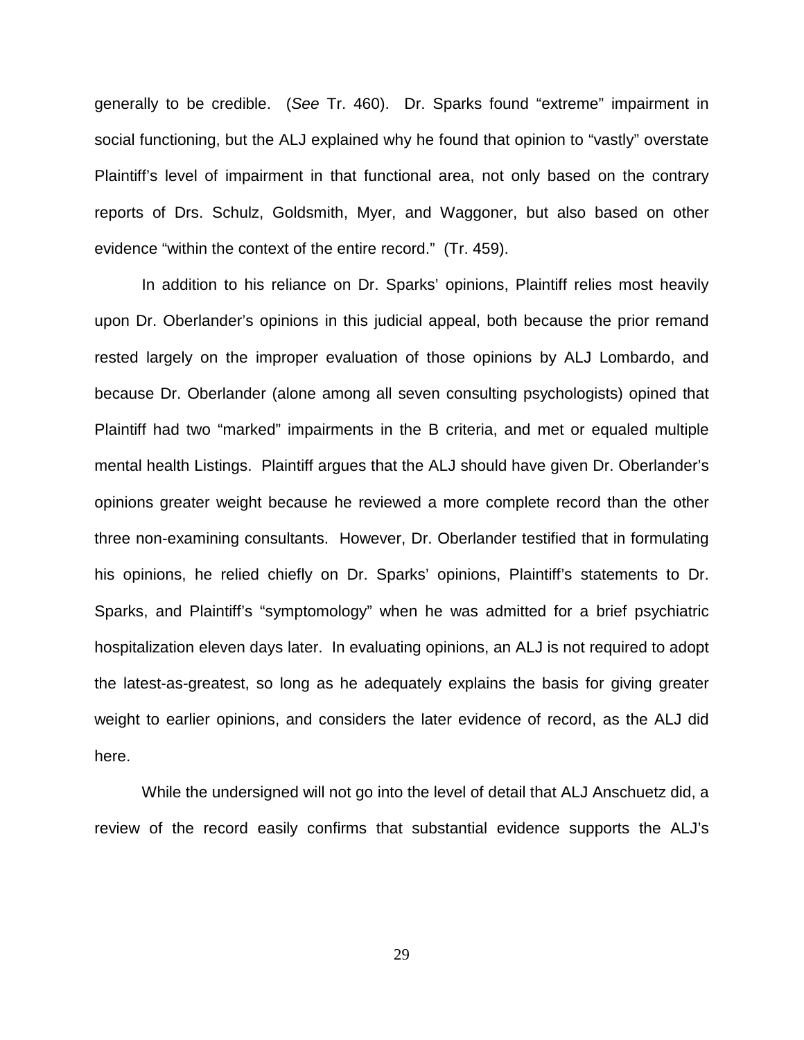generally to be credible. (*See* Tr. 460). Dr. Sparks found "extreme" impairment in social functioning, but the ALJ explained why he found that opinion to "vastly" overstate Plaintiff's level of impairment in that functional area, not only based on the contrary reports of Drs. Schulz, Goldsmith, Myer, and Waggoner, but also based on other evidence "within the context of the entire record." (Tr. 459).

In addition to his reliance on Dr. Sparks' opinions, Plaintiff relies most heavily upon Dr. Oberlander's opinions in this judicial appeal, both because the prior remand rested largely on the improper evaluation of those opinions by ALJ Lombardo, and because Dr. Oberlander (alone among all seven consulting psychologists) opined that Plaintiff had two "marked" impairments in the B criteria, and met or equaled multiple mental health Listings. Plaintiff argues that the ALJ should have given Dr. Oberlander's opinions greater weight because he reviewed a more complete record than the other three non-examining consultants. However, Dr. Oberlander testified that in formulating his opinions, he relied chiefly on Dr. Sparks' opinions, Plaintiff's statements to Dr. Sparks, and Plaintiff's "symptomology" when he was admitted for a brief psychiatric hospitalization eleven days later. In evaluating opinions, an ALJ is not required to adopt the latest-as-greatest, so long as he adequately explains the basis for giving greater weight to earlier opinions, and considers the later evidence of record, as the ALJ did here.

While the undersigned will not go into the level of detail that ALJ Anschuetz did, a review of the record easily confirms that substantial evidence supports the ALJ's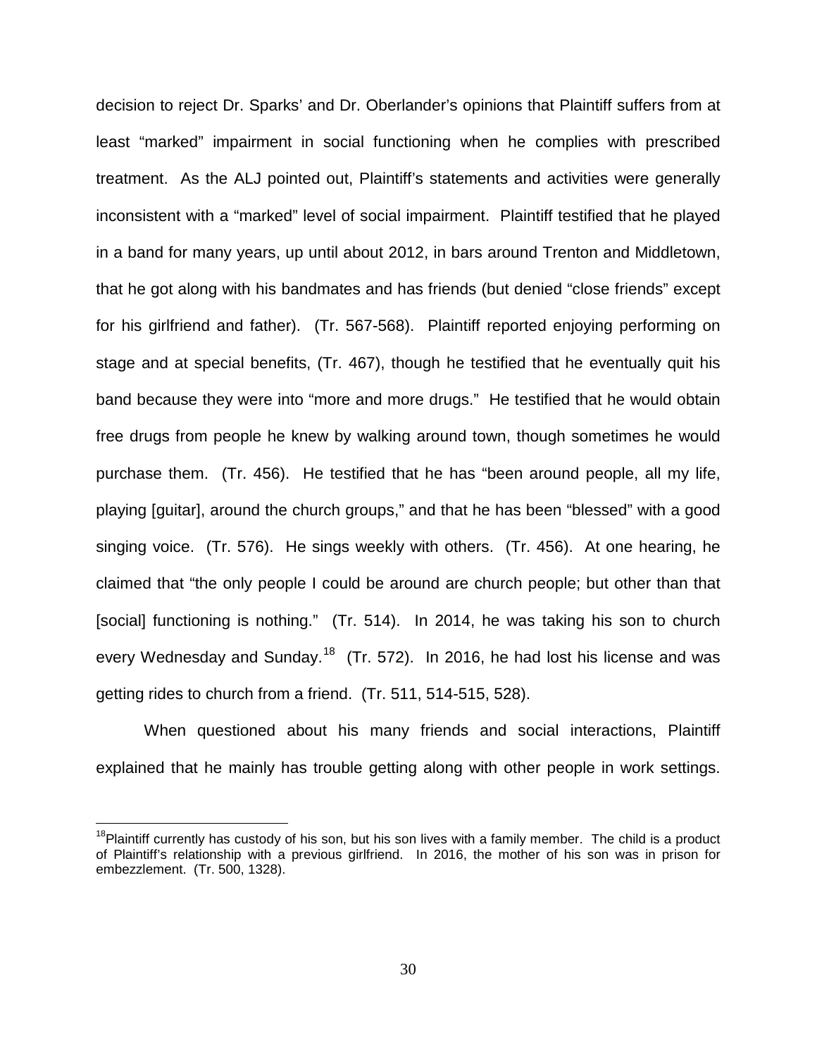decision to reject Dr. Sparks' and Dr. Oberlander's opinions that Plaintiff suffers from at least "marked" impairment in social functioning when he complies with prescribed treatment. As the ALJ pointed out, Plaintiff's statements and activities were generally inconsistent with a "marked" level of social impairment. Plaintiff testified that he played in a band for many years, up until about 2012, in bars around Trenton and Middletown, that he got along with his bandmates and has friends (but denied "close friends" except for his girlfriend and father). (Tr. 567-568). Plaintiff reported enjoying performing on stage and at special benefits, (Tr. 467), though he testified that he eventually quit his band because they were into "more and more drugs." He testified that he would obtain free drugs from people he knew by walking around town, though sometimes he would purchase them. (Tr. 456). He testified that he has "been around people, all my life, playing [guitar], around the church groups," and that he has been "blessed" with a good singing voice. (Tr. 576). He sings weekly with others. (Tr. 456). At one hearing, he claimed that "the only people I could be around are church people; but other than that [social] functioning is nothing." (Tr. 514). In 2014, he was taking his son to church every Wednesday and Sunday.[18] (Tr. 572). In 2016, he had lost his license and was getting rides to church from a friend. (Tr. 511, 514-515, 528).

When questioned about his many friends and social interactions, Plaintiff explained that he mainly has trouble getting along with other people in work settings.

[18] Plaintiff currently has custody of his son, but his son lives with a family member. The child is a product of Plaintiff's relationship with a previous girlfriend. In 2016, the mother of his son was in prison for embezzlement. (Tr. 500, 1328).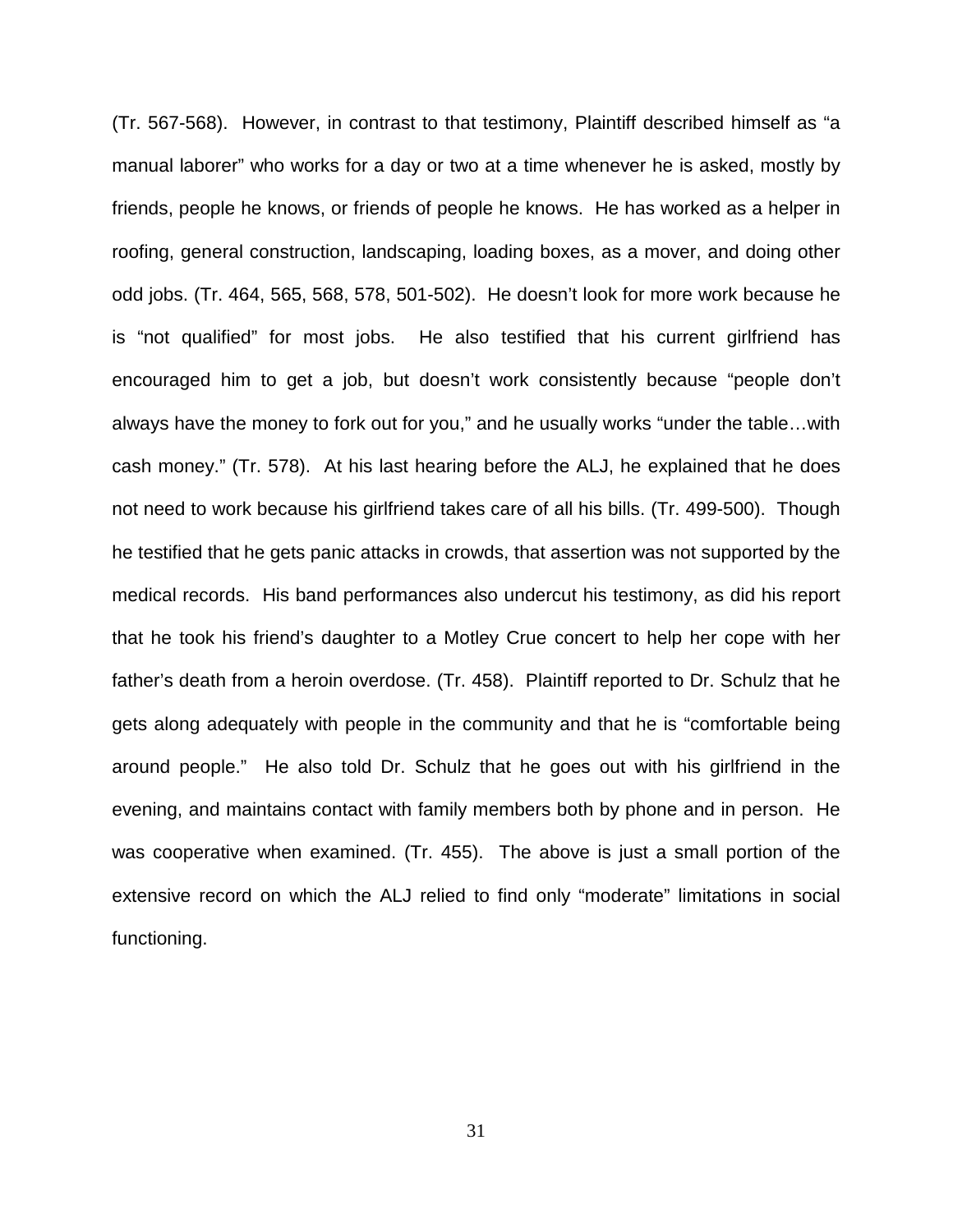(Tr. 567-568). However, in contrast to that testimony, Plaintiff described himself as "a manual laborer" who works for a day or two at a time whenever he is asked, mostly by friends, people he knows, or friends of people he knows. He has worked as a helper in roofing, general construction, landscaping, loading boxes, as a mover, and doing other odd jobs. (Tr. 464, 565, 568, 578, 501-502). He doesn't look for more work because he is "not qualified" for most jobs. He also testified that his current girlfriend has encouraged him to get a job, but doesn't work consistently because "people don't always have the money to fork out for you," and he usually works "under the table…with cash money." (Tr. 578). At his last hearing before the ALJ, he explained that he does not need to work because his girlfriend takes care of all his bills. (Tr. 499-500). Though he testified that he gets panic attacks in crowds, that assertion was not supported by the medical records. His band performances also undercut his testimony, as did his report that he took his friend's daughter to a Motley Crue concert to help her cope with her father's death from a heroin overdose. (Tr. 458). Plaintiff reported to Dr. Schulz that he gets along adequately with people in the community and that he is "comfortable being around people." He also told Dr. Schulz that he goes out with his girlfriend in the evening, and maintains contact with family members both by phone and in person. He was cooperative when examined. (Tr. 455). The above is just a small portion of the extensive record on which the ALJ relied to find only "moderate" limitations in social functioning.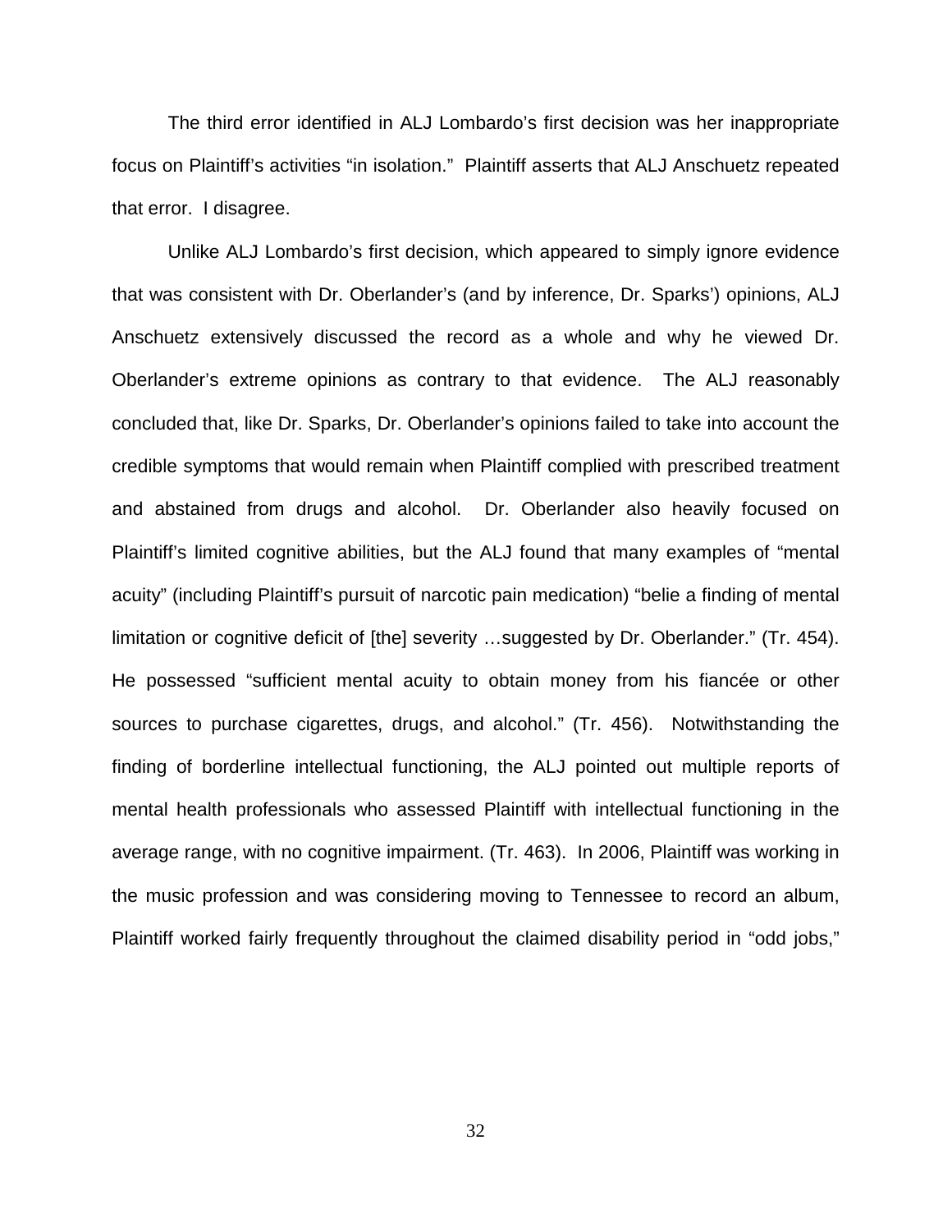The third error identified in ALJ Lombardo's first decision was her inappropriate focus on Plaintiff's activities "in isolation." Plaintiff asserts that ALJ Anschuetz repeated that error. I disagree.

Unlike ALJ Lombardo's first decision, which appeared to simply ignore evidence that was consistent with Dr. Oberlander's (and by inference, Dr. Sparks') opinions, ALJ Anschuetz extensively discussed the record as a whole and why he viewed Dr. Oberlander's extreme opinions as contrary to that evidence. The ALJ reasonably concluded that, like Dr. Sparks, Dr. Oberlander's opinions failed to take into account the credible symptoms that would remain when Plaintiff complied with prescribed treatment and abstained from drugs and alcohol. Dr. Oberlander also heavily focused on Plaintiff's limited cognitive abilities, but the ALJ found that many examples of "mental acuity" (including Plaintiff's pursuit of narcotic pain medication) "belie a finding of mental limitation or cognitive deficit of [the] severity …suggested by Dr. Oberlander." (Tr. 454). He possessed "sufficient mental acuity to obtain money from his fiancée or other sources to purchase cigarettes, drugs, and alcohol." (Tr. 456). Notwithstanding the finding of borderline intellectual functioning, the ALJ pointed out multiple reports of mental health professionals who assessed Plaintiff with intellectual functioning in the average range, with no cognitive impairment. (Tr. 463). In 2006, Plaintiff was working in the music profession and was considering moving to Tennessee to record an album, Plaintiff worked fairly frequently throughout the claimed disability period in "odd jobs,"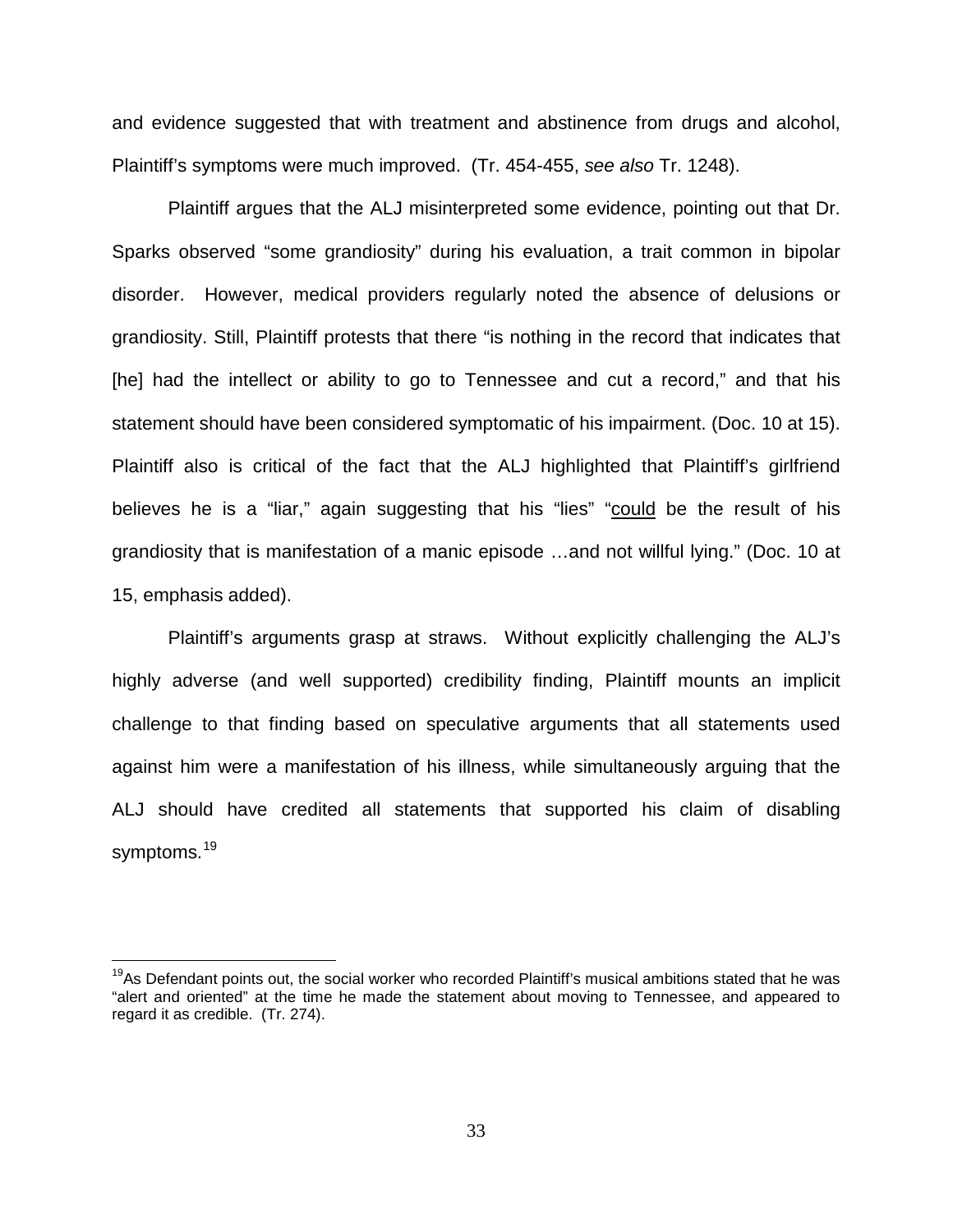and evidence suggested that with treatment and abstinence from drugs and alcohol, Plaintiff's symptoms were much improved. (Tr. 454-455, *see also* Tr. 1248).

Plaintiff argues that the ALJ misinterpreted some evidence, pointing out that Dr. Sparks observed "some grandiosity" during his evaluation, a trait common in bipolar disorder. However, medical providers regularly noted the absence of delusions or grandiosity. Still, Plaintiff protests that there "is nothing in the record that indicates that [he] had the intellect or ability to go to Tennessee and cut a record," and that his statement should have been considered symptomatic of his impairment. (Doc. 10 at 15). Plaintiff also is critical of the fact that the ALJ highlighted that Plaintiff's girlfriend believes he is a "liar," again suggesting that his "lies" "<u>could</u> be the result of his grandiosity that is manifestation of a manic episode …and not willful lying." (Doc. 10 at 15, emphasis added).

Plaintiff's arguments grasp at straws. Without explicitly challenging the ALJ's highly adverse (and well supported) credibility finding, Plaintiff mounts an implicit challenge to that finding based on speculative arguments that all statements used against him were a manifestation of his illness, while simultaneously arguing that the ALJ should have credited all statements that supported his claim of disabling symptoms.[19]

---

[19] As Defendant points out, the social worker who recorded Plaintiff's musical ambitions stated that he was "alert and oriented" at the time he made the statement about moving to Tennessee, and appeared to regard it as credible. (Tr. 274).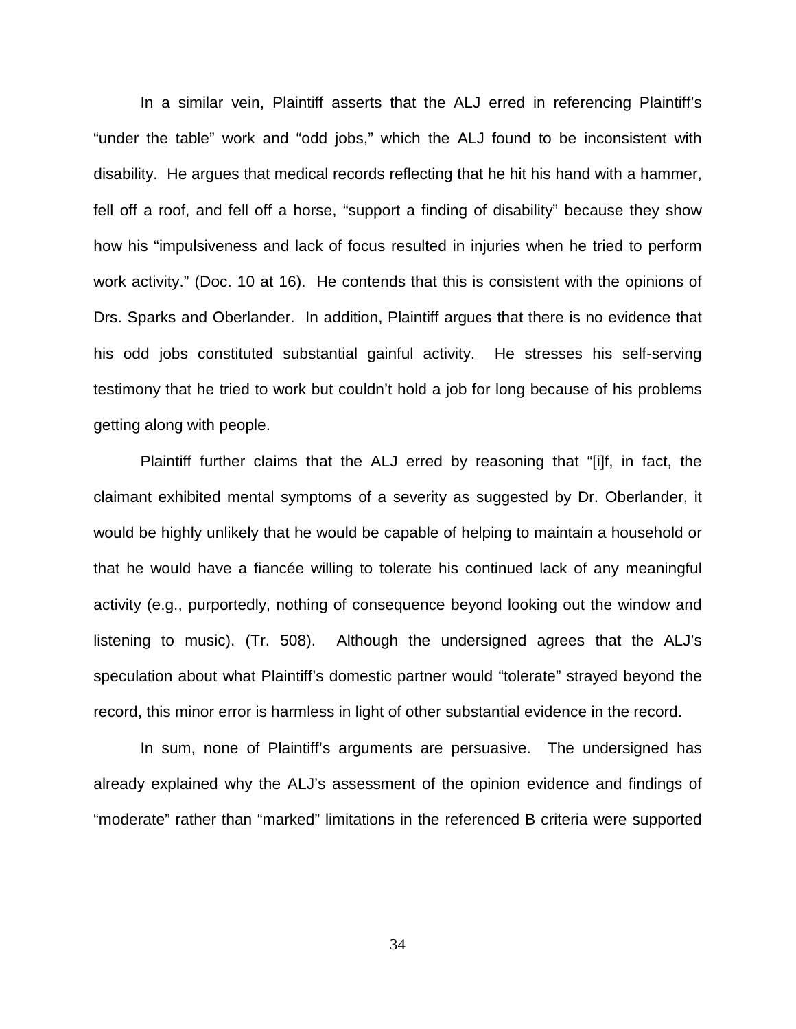In a similar vein, Plaintiff asserts that the ALJ erred in referencing Plaintiff's "under the table" work and "odd jobs," which the ALJ found to be inconsistent with disability. He argues that medical records reflecting that he hit his hand with a hammer, fell off a roof, and fell off a horse, "support a finding of disability" because they show how his "impulsiveness and lack of focus resulted in injuries when he tried to perform work activity." (Doc. 10 at 16). He contends that this is consistent with the opinions of Drs. Sparks and Oberlander. In addition, Plaintiff argues that there is no evidence that his odd jobs constituted substantial gainful activity. He stresses his self-serving testimony that he tried to work but couldn't hold a job for long because of his problems getting along with people.

Plaintiff further claims that the ALJ erred by reasoning that "[i]f, in fact, the claimant exhibited mental symptoms of a severity as suggested by Dr. Oberlander, it would be highly unlikely that he would be capable of helping to maintain a household or that he would have a fiancée willing to tolerate his continued lack of any meaningful activity (e.g., purportedly, nothing of consequence beyond looking out the window and listening to music). (Tr. 508). Although the undersigned agrees that the ALJ's speculation about what Plaintiff's domestic partner would "tolerate" strayed beyond the record, this minor error is harmless in light of other substantial evidence in the record.

In sum, none of Plaintiff's arguments are persuasive. The undersigned has already explained why the ALJ's assessment of the opinion evidence and findings of "moderate" rather than "marked" limitations in the referenced B criteria were supported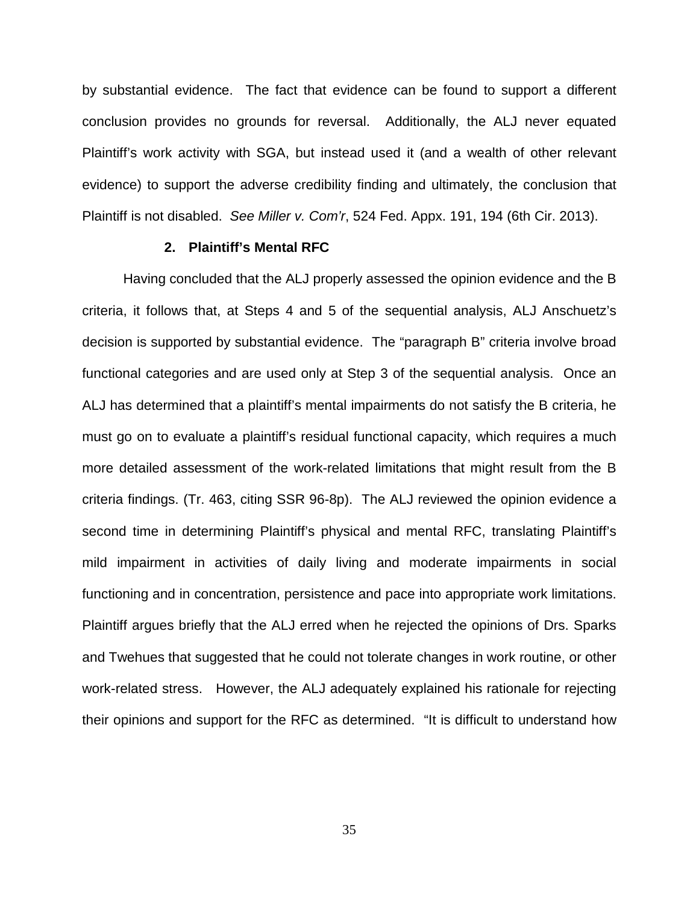by substantial evidence. The fact that evidence can be found to support a different conclusion provides no grounds for reversal. Additionally, the ALJ never equated Plaintiff's work activity with SGA, but instead used it (and a wealth of other relevant evidence) to support the adverse credibility finding and ultimately, the conclusion that Plaintiff is not disabled. *See Miller v. Com'r*, 524 Fed. Appx. 191, 194 (6th Cir. 2013).

**2. Plaintiff's Mental RFC**

Having concluded that the ALJ properly assessed the opinion evidence and the B criteria, it follows that, at Steps 4 and 5 of the sequential analysis, ALJ Anschuetz's decision is supported by substantial evidence. The "paragraph B" criteria involve broad functional categories and are used only at Step 3 of the sequential analysis. Once an ALJ has determined that a plaintiff's mental impairments do not satisfy the B criteria, he must go on to evaluate a plaintiff's residual functional capacity, which requires a much more detailed assessment of the work-related limitations that might result from the B criteria findings. (Tr. 463, citing SSR 96-8p). The ALJ reviewed the opinion evidence a second time in determining Plaintiff's physical and mental RFC, translating Plaintiff's mild impairment in activities of daily living and moderate impairments in social functioning and in concentration, persistence and pace into appropriate work limitations. Plaintiff argues briefly that the ALJ erred when he rejected the opinions of Drs. Sparks and Twehues that suggested that he could not tolerate changes in work routine, or other work-related stress. However, the ALJ adequately explained his rationale for rejecting their opinions and support for the RFC as determined. "It is difficult to understand how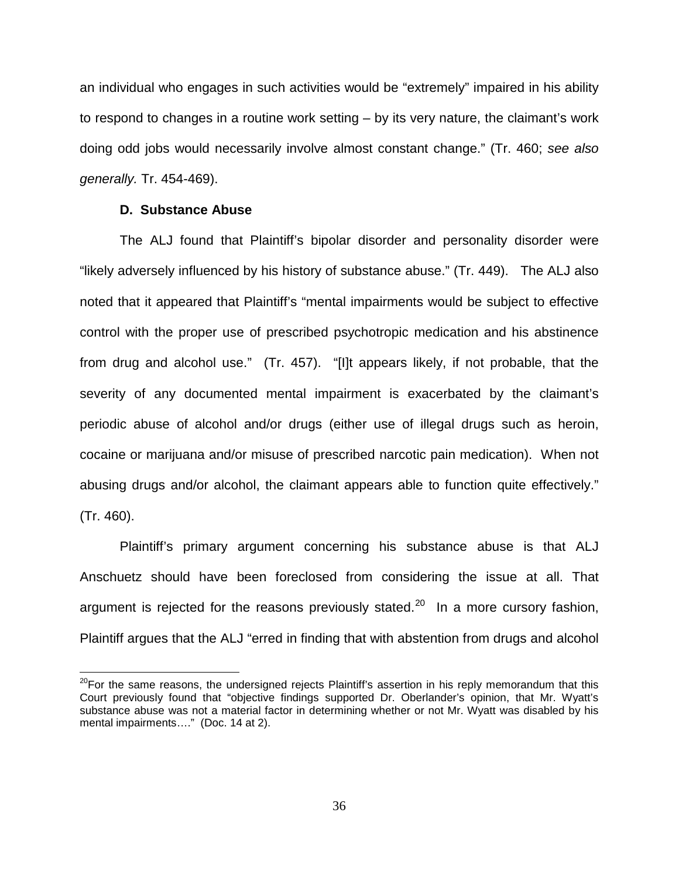an individual who engages in such activities would be "extremely" impaired in his ability to respond to changes in a routine work setting – by its very nature, the claimant's work doing odd jobs would necessarily involve almost constant change." (Tr. 460; *see also generally.* Tr. 454-469).

### D. Substance Abuse

The ALJ found that Plaintiff's bipolar disorder and personality disorder were "likely adversely influenced by his history of substance abuse." (Tr. 449). The ALJ also noted that it appeared that Plaintiff's "mental impairments would be subject to effective control with the proper use of prescribed psychotropic medication and his abstinence from drug and alcohol use." (Tr. 457). "[I]t appears likely, if not probable, that the severity of any documented mental impairment is exacerbated by the claimant's periodic abuse of alcohol and/or drugs (either use of illegal drugs such as heroin, cocaine or marijuana and/or misuse of prescribed narcotic pain medication). When not abusing drugs and/or alcohol, the claimant appears able to function quite effectively." (Tr. 460).

Plaintiff's primary argument concerning his substance abuse is that ALJ Anschuetz should have been foreclosed from considering the issue at all. That argument is rejected for the reasons previously stated.[20] In a more cursory fashion, Plaintiff argues that the ALJ "erred in finding that with abstention from drugs and alcohol

[20]For the same reasons, the undersigned rejects Plaintiff's assertion in his reply memorandum that this Court previously found that "objective findings supported Dr. Oberlander's opinion, that Mr. Wyatt's substance abuse was not a material factor in determining whether or not Mr. Wyatt was disabled by his mental impairments…." (Doc. 14 at 2).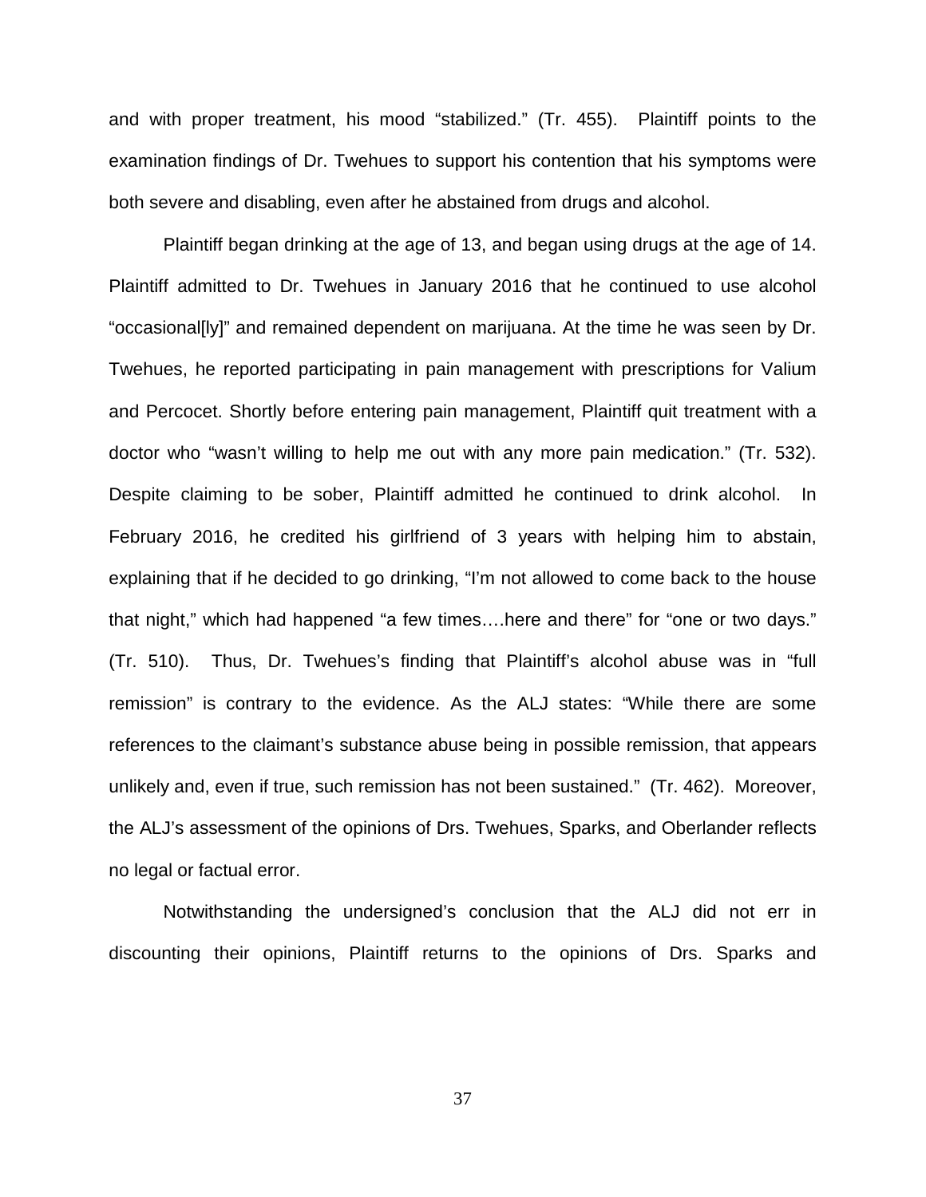and with proper treatment, his mood "stabilized." (Tr. 455). Plaintiff points to the examination findings of Dr. Twehues to support his contention that his symptoms were both severe and disabling, even after he abstained from drugs and alcohol.

Plaintiff began drinking at the age of 13, and began using drugs at the age of 14. Plaintiff admitted to Dr. Twehues in January 2016 that he continued to use alcohol "occasional[ly]" and remained dependent on marijuana. At the time he was seen by Dr. Twehues, he reported participating in pain management with prescriptions for Valium and Percocet. Shortly before entering pain management, Plaintiff quit treatment with a doctor who "wasn't willing to help me out with any more pain medication." (Tr. 532). Despite claiming to be sober, Plaintiff admitted he continued to drink alcohol. In February 2016, he credited his girlfriend of 3 years with helping him to abstain, explaining that if he decided to go drinking, "I'm not allowed to come back to the house that night," which had happened "a few times….here and there" for "one or two days." (Tr. 510). Thus, Dr. Twehues's finding that Plaintiff's alcohol abuse was in "full remission" is contrary to the evidence. As the ALJ states: "While there are some references to the claimant's substance abuse being in possible remission, that appears unlikely and, even if true, such remission has not been sustained." (Tr. 462). Moreover, the ALJ's assessment of the opinions of Drs. Twehues, Sparks, and Oberlander reflects no legal or factual error.

Notwithstanding the undersigned's conclusion that the ALJ did not err in discounting their opinions, Plaintiff returns to the opinions of Drs. Sparks and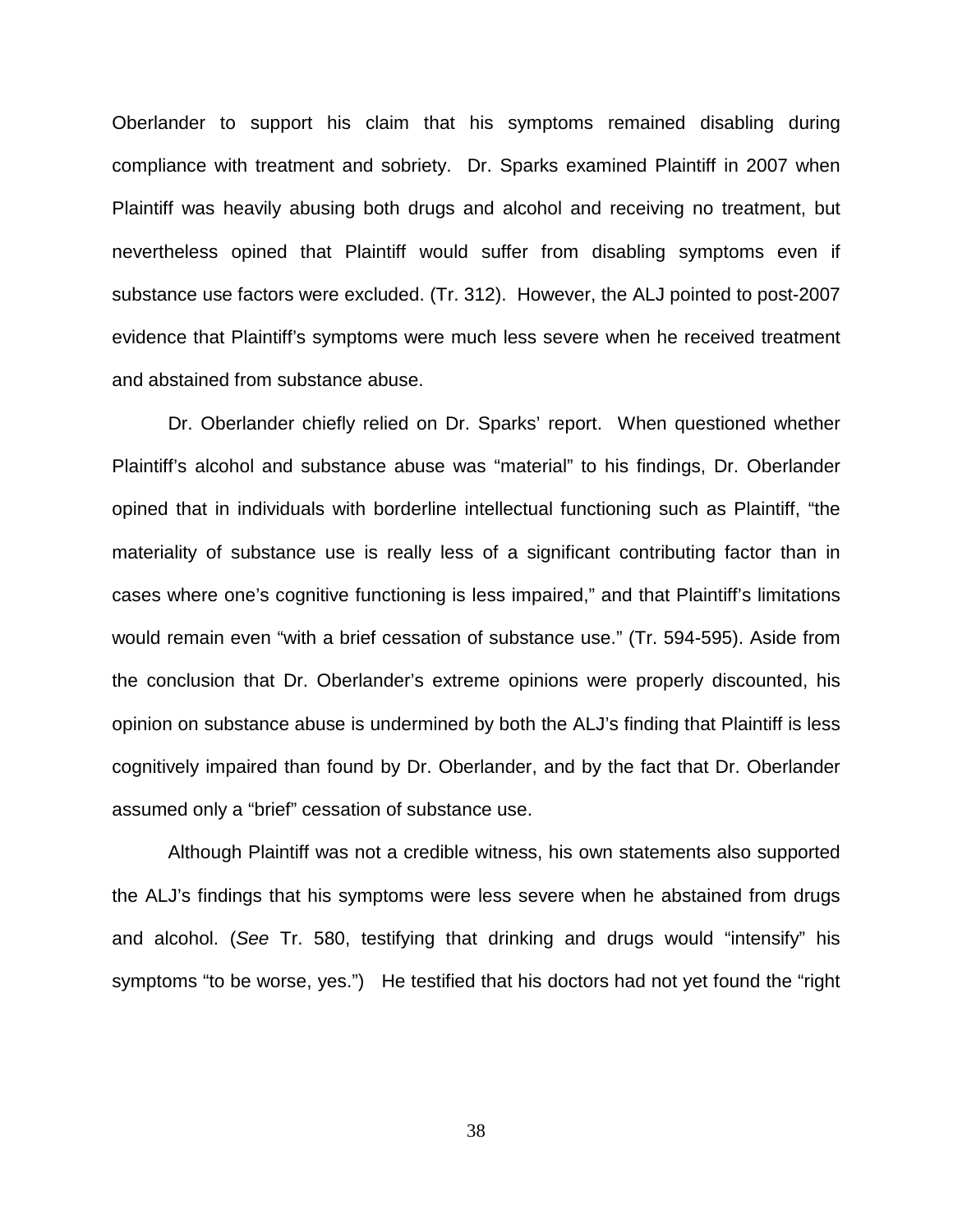Oberlander to support his claim that his symptoms remained disabling during compliance with treatment and sobriety. Dr. Sparks examined Plaintiff in 2007 when Plaintiff was heavily abusing both drugs and alcohol and receiving no treatment, but nevertheless opined that Plaintiff would suffer from disabling symptoms even if substance use factors were excluded. (Tr. 312). However, the ALJ pointed to post-2007 evidence that Plaintiff's symptoms were much less severe when he received treatment and abstained from substance abuse.

Dr. Oberlander chiefly relied on Dr. Sparks' report. When questioned whether Plaintiff's alcohol and substance abuse was "material" to his findings, Dr. Oberlander opined that in individuals with borderline intellectual functioning such as Plaintiff, "the materiality of substance use is really less of a significant contributing factor than in cases where one's cognitive functioning is less impaired," and that Plaintiff's limitations would remain even "with a brief cessation of substance use." (Tr. 594-595). Aside from the conclusion that Dr. Oberlander's extreme opinions were properly discounted, his opinion on substance abuse is undermined by both the ALJ's finding that Plaintiff is less cognitively impaired than found by Dr. Oberlander, and by the fact that Dr. Oberlander assumed only a "brief" cessation of substance use.

Although Plaintiff was not a credible witness, his own statements also supported the ALJ's findings that his symptoms were less severe when he abstained from drugs and alcohol. (*See* Tr. 580, testifying that drinking and drugs would "intensify" his symptoms "to be worse, yes.") He testified that his doctors had not yet found the "right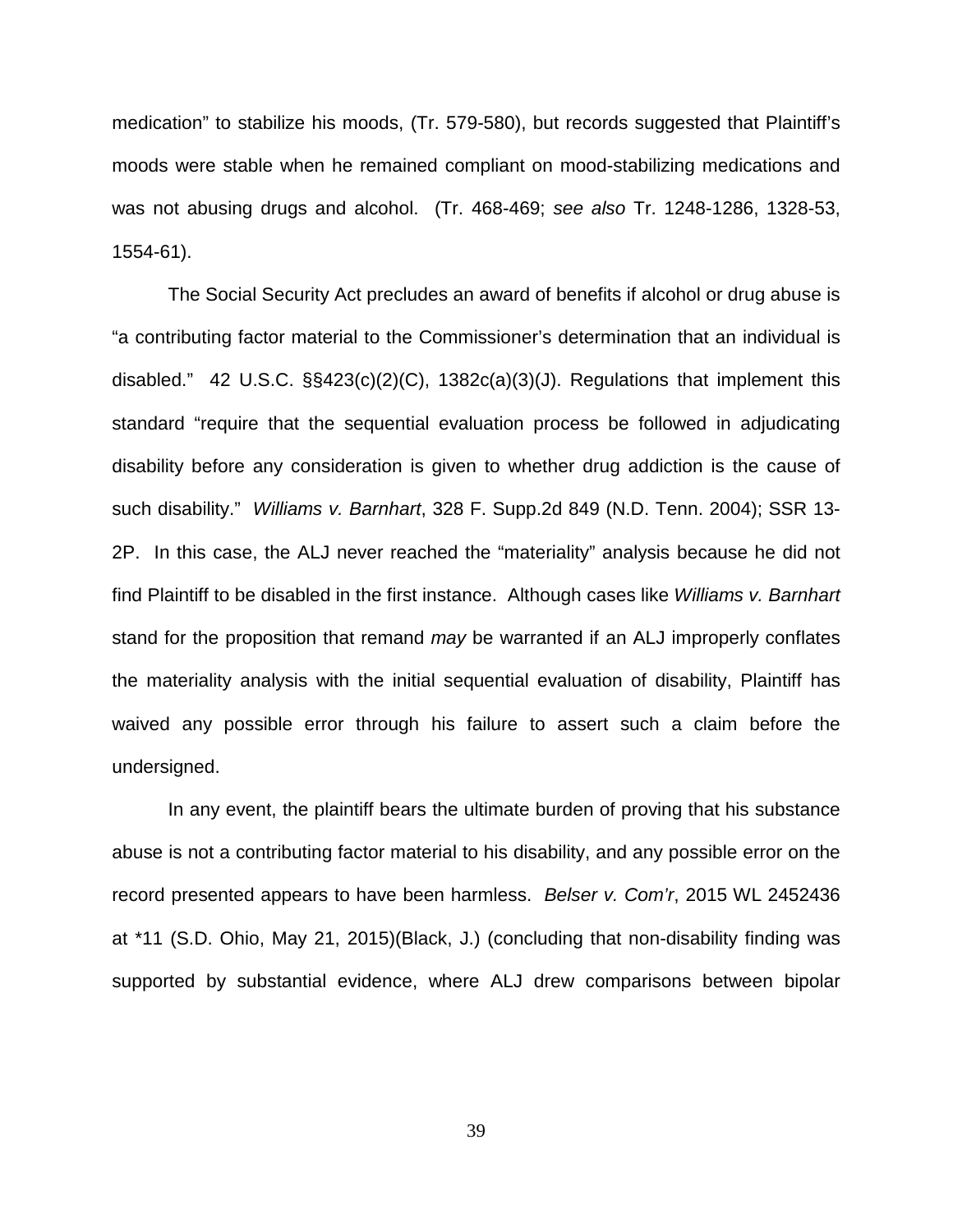medication" to stabilize his moods, (Tr. 579-580), but records suggested that Plaintiff's moods were stable when he remained compliant on mood-stabilizing medications and was not abusing drugs and alcohol. (Tr. 468-469; *see also* Tr. 1248-1286, 1328-53, 1554-61).

The Social Security Act precludes an award of benefits if alcohol or drug abuse is "a contributing factor material to the Commissioner's determination that an individual is disabled." 42 U.S.C. §§423(c)(2)(C), 1382c(a)(3)(J). Regulations that implement this standard "require that the sequential evaluation process be followed in adjudicating disability before any consideration is given to whether drug addiction is the cause of such disability." *Williams v. Barnhart*, 328 F. Supp.2d 849 (N.D. Tenn. 2004); SSR 13-2P. In this case, the ALJ never reached the "materiality" analysis because he did not find Plaintiff to be disabled in the first instance. Although cases like *Williams v. Barnhart* stand for the proposition that remand *may* be warranted if an ALJ improperly conflates the materiality analysis with the initial sequential evaluation of disability, Plaintiff has waived any possible error through his failure to assert such a claim before the undersigned.

In any event, the plaintiff bears the ultimate burden of proving that his substance abuse is not a contributing factor material to his disability, and any possible error on the record presented appears to have been harmless. *Belser v. Com'r*, 2015 WL 2452436 at *11 (S.D. Ohio, May 21, 2015)(Black, J.) (concluding that non-disability finding was supported by substantial evidence, where ALJ drew comparisons between bipolar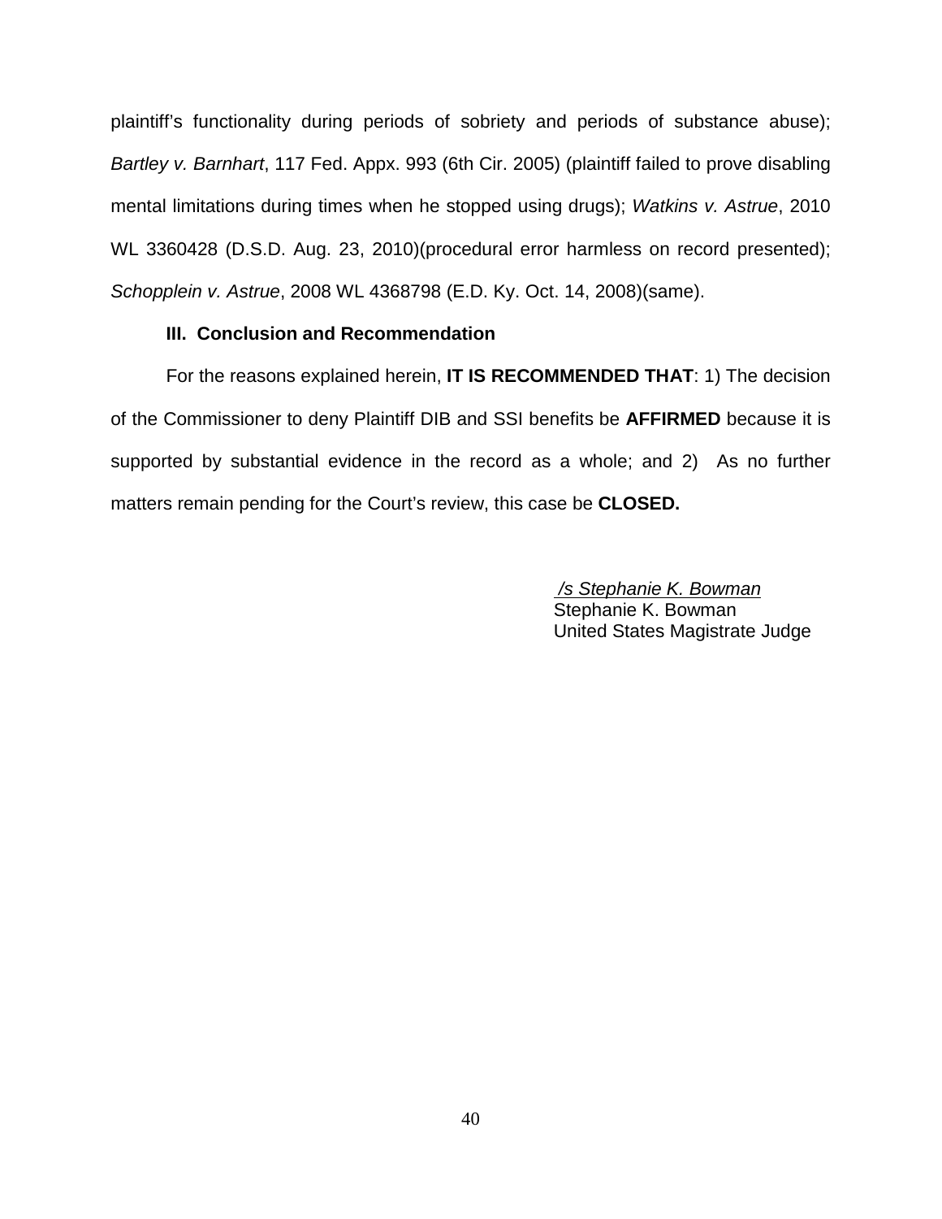plaintiff's functionality during periods of sobriety and periods of substance abuse); *Bartley v. Barnhart*, 117 Fed. Appx. 993 (6th Cir. 2005) (plaintiff failed to prove disabling mental limitations during times when he stopped using drugs); *Watkins v. Astrue*, 2010 WL 3360428 (D.S.D. Aug. 23, 2010)(procedural error harmless on record presented); *Schopplein v. Astrue*, 2008 WL 4368798 (E.D. Ky. Oct. 14, 2008)(same).

**III. Conclusion and Recommendation**

For the reasons explained herein, **IT IS RECOMMENDED THAT**: 1) The decision of the Commissioner to deny Plaintiff DIB and SSI benefits be **AFFIRMED** because it is supported by substantial evidence in the record as a whole; and 2) As no further matters remain pending for the Court's review, this case be **CLOSED.**

*/s Stephanie K. Bowman*
Stephanie K. Bowman
United States Magistrate Judge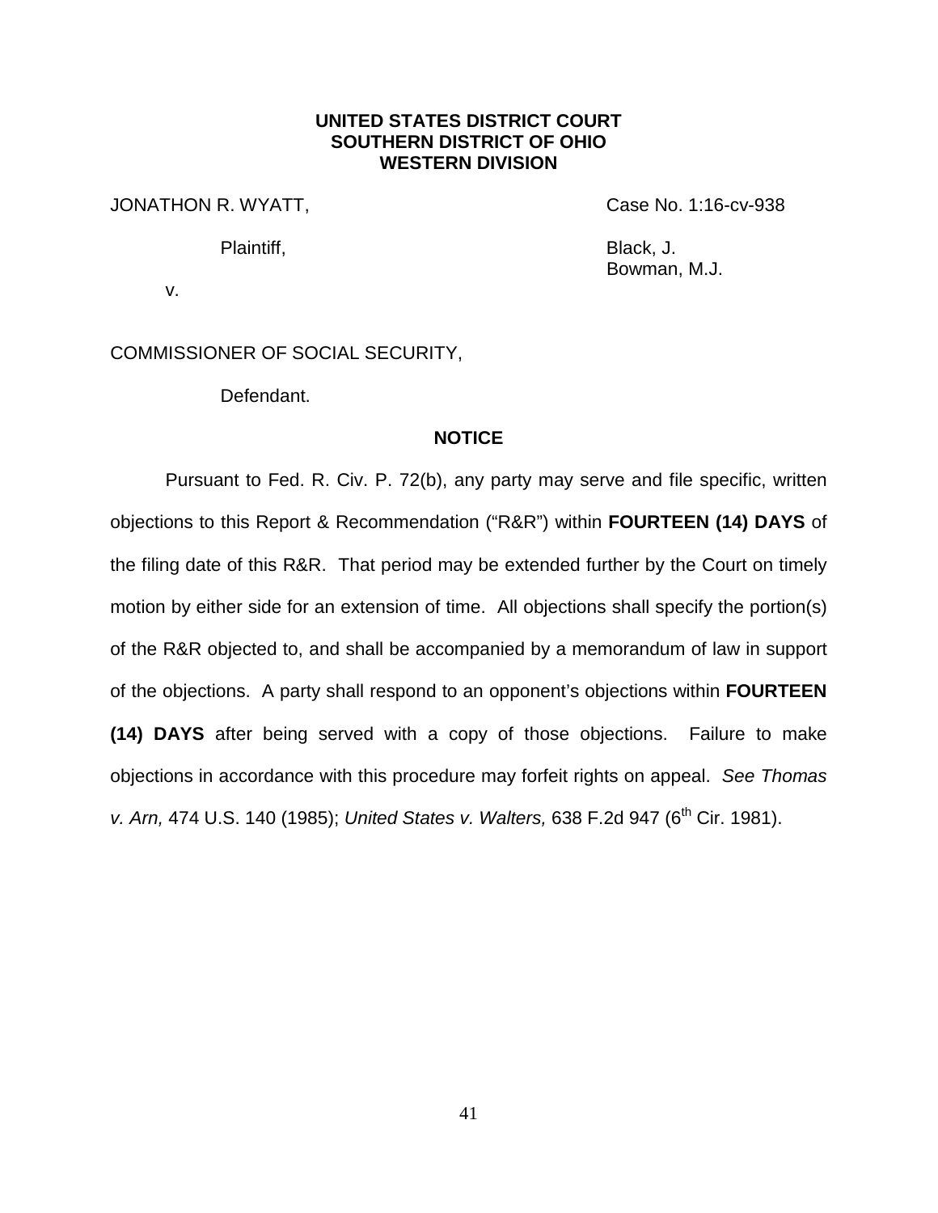**UNITED STATES DISTRICT COURT**
**SOUTHERN DISTRICT OF OHIO**
**WESTERN DIVISION**

JONATHON R. WYATT, Case No. 1:16-cv-938

Plaintiff, Black, J.
Bowman, M.J.

v.

COMMISSIONER OF SOCIAL SECURITY,

Defendant.

**NOTICE**

Pursuant to Fed. R. Civ. P. 72(b), any party may serve and file specific, written objections to this Report & Recommendation ("R&R") within **FOURTEEN (14) DAYS** of the filing date of this R&R. That period may be extended further by the Court on timely motion by either side for an extension of time. All objections shall specify the portion(s) of the R&R objected to, and shall be accompanied by a memorandum of law in support of the objections. A party shall respond to an opponent's objections within **FOURTEEN (14) DAYS** after being served with a copy of those objections. Failure to make objections in accordance with this procedure may forfeit rights on appeal. *See Thomas v. Arn,* 474 U.S. 140 (1985); *United States v. Walters,* 638 F.2d 947 (6th Cir. 1981).